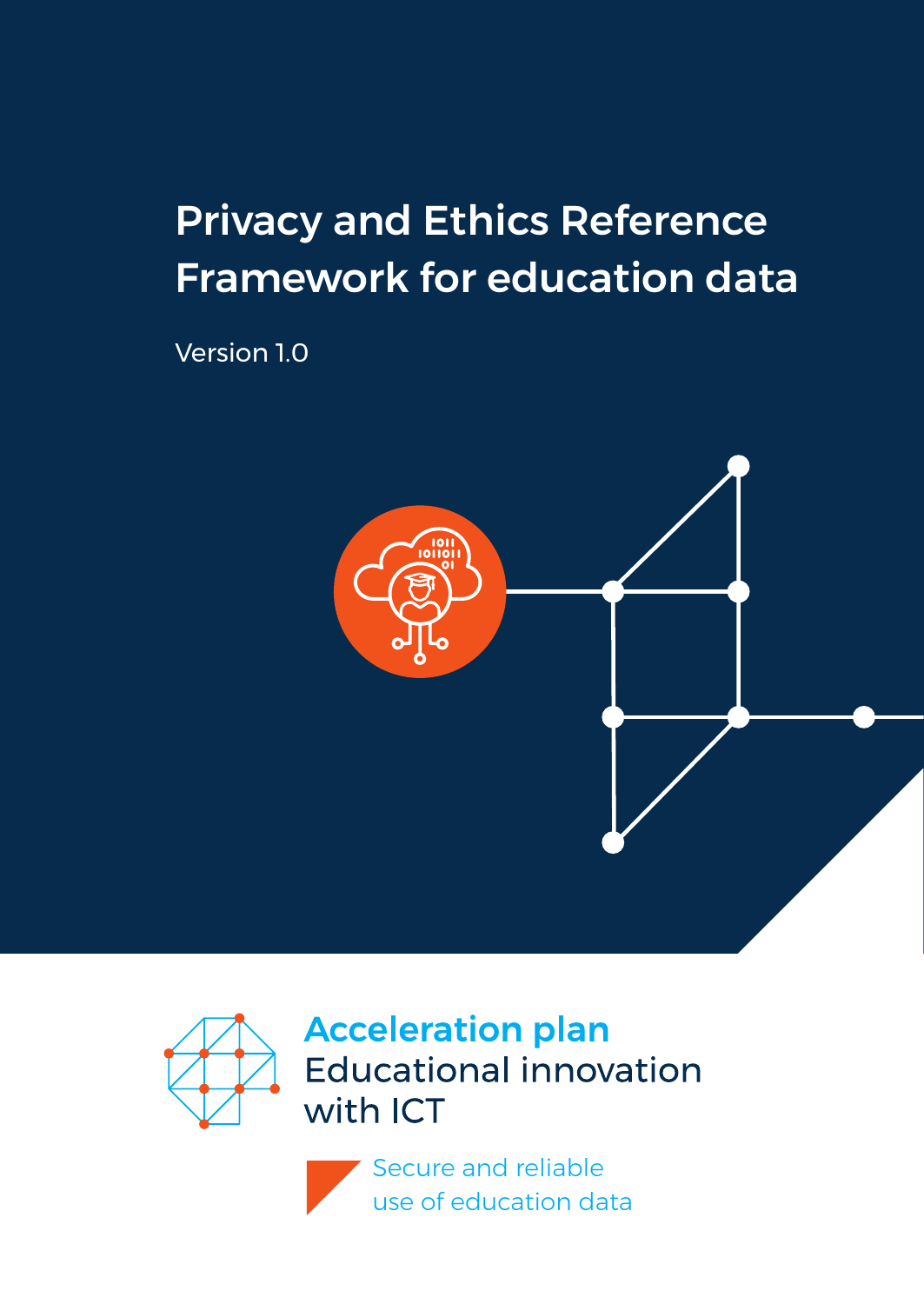# Privacy and Ethics Reference Framework for education data

Version 1.0

**Acceleration plan**
Educational innovation with ICT

Secure and reliable use of education data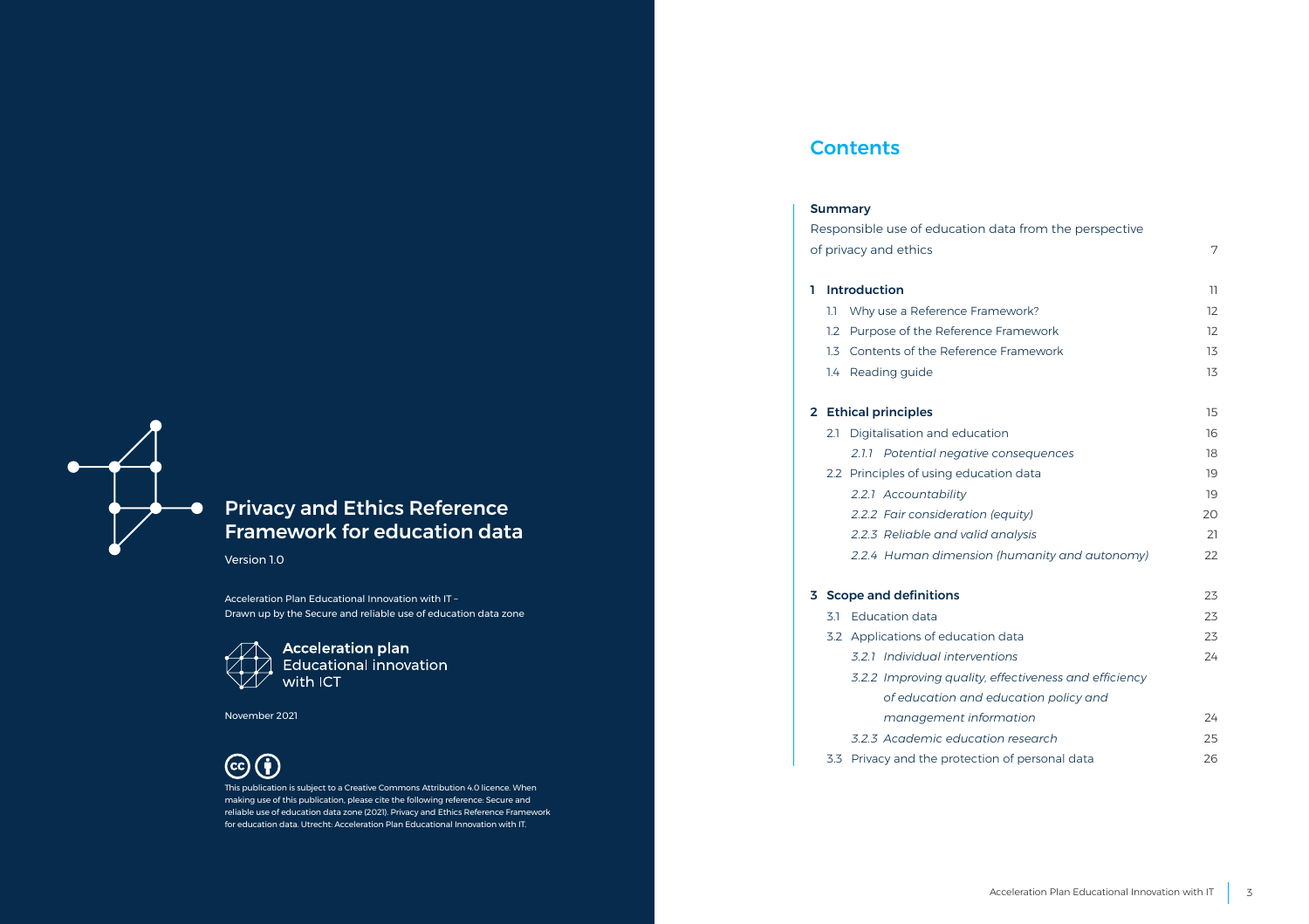# Privacy and Ethics Reference Framework for education data

Version 1.0

Acceleration Plan Educational Innovation with IT –
Drawn up by the Secure and reliable use of education data zone

**Acceleration plan**
Educational innovation
with ICT

November 2021

This publication is subject to a Creative Commons Attribution 4.0 licence. When making use of this publication, please cite the following reference: Secure and reliable use of education data zone (2021). Privacy and Ethics Reference Framework for education data. Utrecht: Acceleration Plan Educational Innovation with IT.

## Contents

**Summary**
Responsible use of education data from the perspective of privacy and ethics — 7

**1 Introduction** — 11
- 1.1 Why use a Reference Framework? — 12
- 1.2 Purpose of the Reference Framework — 12
- 1.3 Contents of the Reference Framework — 13
- 1.4 Reading guide — 13

**2 Ethical principles** — 15
- 2.1 Digitalisation and education — 16
  - *2.1.1 Potential negative consequences* — 18
- 2.2 Principles of using education data — 19
  - *2.2.1 Accountability* — 19
  - *2.2.2 Fair consideration (equity)* — 20
  - *2.2.3 Reliable and valid analysis* — 21
  - *2.2.4 Human dimension (humanity and autonomy)* — 22

**3 Scope and definitions** — 23
- 3.1 Education data — 23
- 3.2 Applications of education data — 23
  - *3.2.1 Individual interventions* — 24
  - *3.2.2 Improving quality, effectiveness and efficiency of education and education policy and management information* — 24
  - *3.2.3 Academic education research* — 25
- 3.3 Privacy and the protection of personal data — 26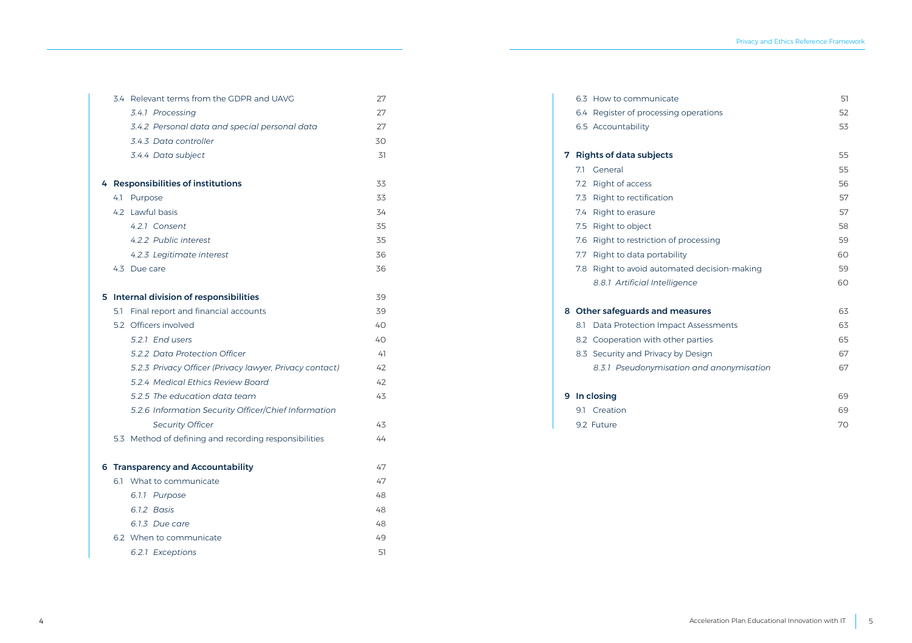| | | |
|---|---|---|
| 3.4 | Relevant terms from the GDPR and UAVG | 27 |
| | *3.4.1 Processing* | 27 |
| | *3.4.2 Personal data and special personal data* | 27 |
| | *3.4.3 Data controller* | 30 |
| | *3.4.4 Data subject* | 31 |
| **4** | **Responsibilities of institutions** | 33 |
| 4.1 | Purpose | 33 |
| 4.2 | Lawful basis | 34 |
| | *4.2.1 Consent* | 35 |
| | *4.2.2 Public interest* | 35 |
| | *4.2.3 Legitimate interest* | 36 |
| 4.3 | Due care | 36 |
| **5** | **Internal division of responsibilities** | 39 |
| 5.1 | Final report and financial accounts | 39 |
| 5.2 | Officers involved | 40 |
| | *5.2.1 End users* | 40 |
| | *5.2.2 Data Protection Officer* | 41 |
| | *5.2.3 Privacy Officer (Privacy lawyer, Privacy contact)* | 42 |
| | *5.2.4 Medical Ethics Review Board* | 42 |
| | *5.2.5 The education data team* | 43 |
| | *5.2.6 Information Security Officer/Chief Information Security Officer* | 43 |
| 5.3 | Method of defining and recording responsibilities | 44 |
| **6** | **Transparency and Accountability** | 47 |
| 6.1 | What to communicate | 47 |
| | *6.1.1 Purpose* | 48 |
| | *6.1.2 Basis* | 48 |
| | *6.1.3 Due care* | 48 |
| 6.2 | When to communicate | 49 |
| | *6.2.1 Exceptions* | 51 |
| 6.3 | How to communicate | 51 |
| 6.4 | Register of processing operations | 52 |
| 6.5 | Accountability | 53 |
| **7** | **Rights of data subjects** | 55 |
| 7.1 | General | 55 |
| 7.2 | Right of access | 56 |
| 7.3 | Right to rectification | 57 |
| 7.4 | Right to erasure | 57 |
| 7.5 | Right to object | 58 |
| 7.6 | Right to restriction of processing | 59 |
| 7.7 | Right to data portability | 60 |
| 7.8 | Right to avoid automated decision-making | 59 |
| | *8.8.1 Artificial Intelligence* | 60 |
| **8** | **Other safeguards and measures** | 63 |
| 8.1 | Data Protection Impact Assessments | 63 |
| 8.2 | Cooperation with other parties | 65 |
| 8.3 | Security and Privacy by Design | 67 |
| | *8.3.1 Pseudonymisation and anonymisation* | 67 |
| **9** | **In closing** | 69 |
| 9.1 | Creation | 69 |
| 9.2 | Future | 70 |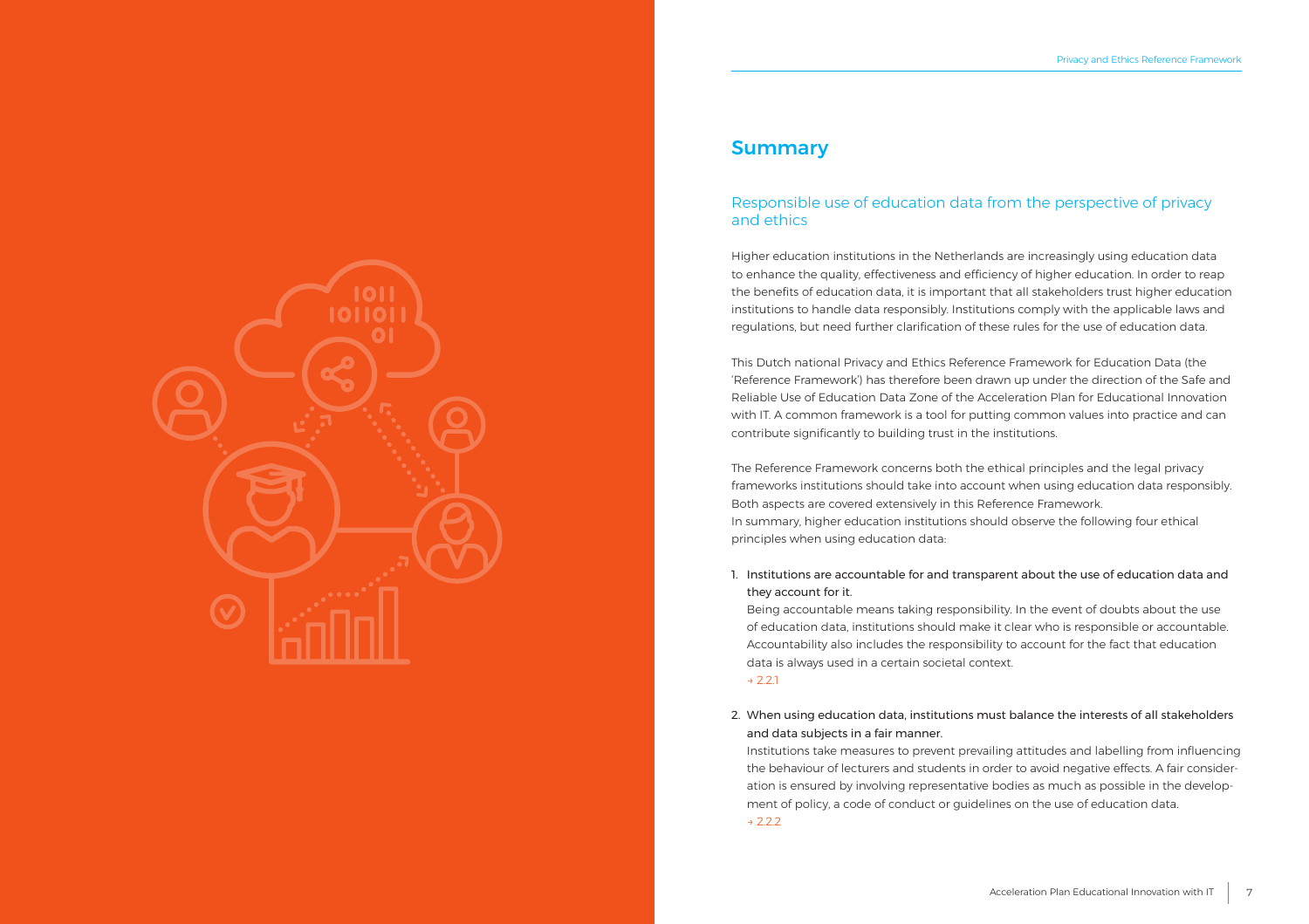## Summary

### Responsible use of education data from the perspective of privacy and ethics

Higher education institutions in the Netherlands are increasingly using education data to enhance the quality, effectiveness and efficiency of higher education. In order to reap the benefits of education data, it is important that all stakeholders trust higher education institutions to handle data responsibly. Institutions comply with the applicable laws and regulations, but need further clarification of these rules for the use of education data.

This Dutch national Privacy and Ethics Reference Framework for Education Data (the 'Reference Framework') has therefore been drawn up under the direction of the Safe and Reliable Use of Education Data Zone of the Acceleration Plan for Educational Innovation with IT. A common framework is a tool for putting common values into practice and can contribute significantly to building trust in the institutions.

The Reference Framework concerns both the ethical principles and the legal privacy frameworks institutions should take into account when using education data responsibly. Both aspects are covered extensively in this Reference Framework.
In summary, higher education institutions should observe the following four ethical principles when using education data:

1. Institutions are accountable for and transparent about the use of education data and they account for it.
   Being accountable means taking responsibility. In the event of doubts about the use of education data, institutions should make it clear who is responsible or accountable. Accountability also includes the responsibility to account for the fact that education data is always used in a certain societal context.
   → 2.2.1

2. When using education data, institutions must balance the interests of all stakeholders and data subjects in a fair manner.
   Institutions take measures to prevent prevailing attitudes and labelling from influencing the behaviour of lecturers and students in order to avoid negative effects. A fair consideration is ensured by involving representative bodies as much as possible in the development of policy, a code of conduct or guidelines on the use of education data.
   → 2.2.2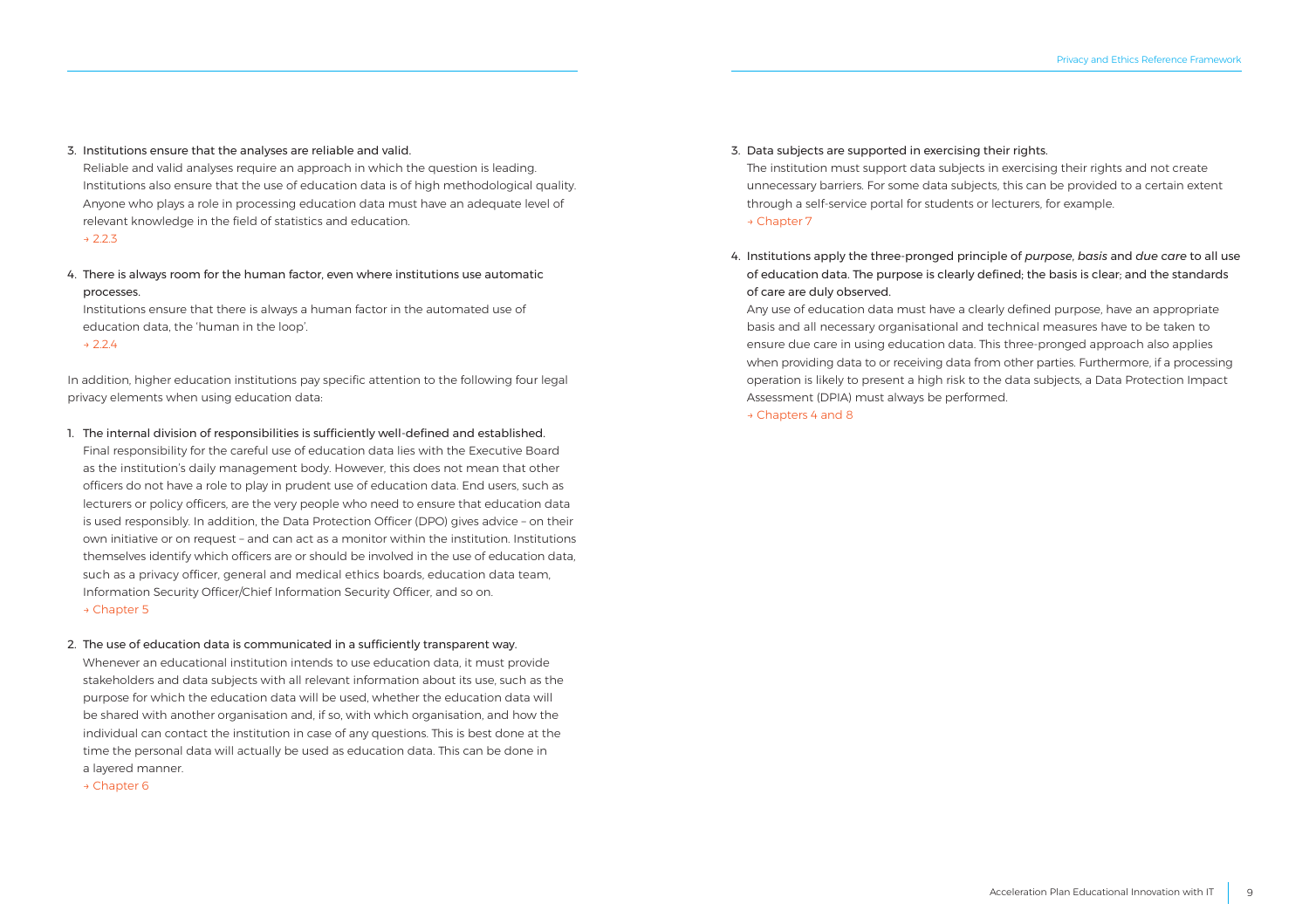3. Institutions ensure that the analyses are reliable and valid.
   Reliable and valid analyses require an approach in which the question is leading. Institutions also ensure that the use of education data is of high methodological quality. Anyone who plays a role in processing education data must have an adequate level of relevant knowledge in the field of statistics and education.
   → 2.2.3

4. There is always room for the human factor, even where institutions use automatic processes.
   Institutions ensure that there is always a human factor in the automated use of education data, the 'human in the loop'.
   → 2.2.4

In addition, higher education institutions pay specific attention to the following four legal privacy elements when using education data:

1. The internal division of responsibilities is sufficiently well-defined and established.
   Final responsibility for the careful use of education data lies with the Executive Board as the institution's daily management body. However, this does not mean that other officers do not have a role to play in prudent use of education data. End users, such as lecturers or policy officers, are the very people who need to ensure that education data is used responsibly. In addition, the Data Protection Officer (DPO) gives advice – on their own initiative or on request – and can act as a monitor within the institution. Institutions themselves identify which officers are or should be involved in the use of education data, such as a privacy officer, general and medical ethics boards, education data team, Information Security Officer/Chief Information Security Officer, and so on.
   → Chapter 5

2. The use of education data is communicated in a sufficiently transparent way.
   Whenever an educational institution intends to use education data, it must provide stakeholders and data subjects with all relevant information about its use, such as the purpose for which the education data will be used, whether the education data will be shared with another organisation and, if so, with which organisation, and how the individual can contact the institution in case of any questions. This is best done at the time the personal data will actually be used as education data. This can be done in a layered manner.
   → Chapter 6

3. Data subjects are supported in exercising their rights.
   The institution must support data subjects in exercising their rights and not create unnecessary barriers. For some data subjects, this can be provided to a certain extent through a self-service portal for students or lecturers, for example.
   → Chapter 7

4. Institutions apply the three-pronged principle of *purpose*, *basis* and *due care* to all use of education data. The purpose is clearly defined; the basis is clear; and the standards of care are duly observed.
   Any use of education data must have a clearly defined purpose, have an appropriate basis and all necessary organisational and technical measures have to be taken to ensure due care in using education data. This three-pronged approach also applies when providing data to or receiving data from other parties. Furthermore, if a processing operation is likely to present a high risk to the data subjects, a Data Protection Impact Assessment (DPIA) must always be performed.
   → Chapters 4 and 8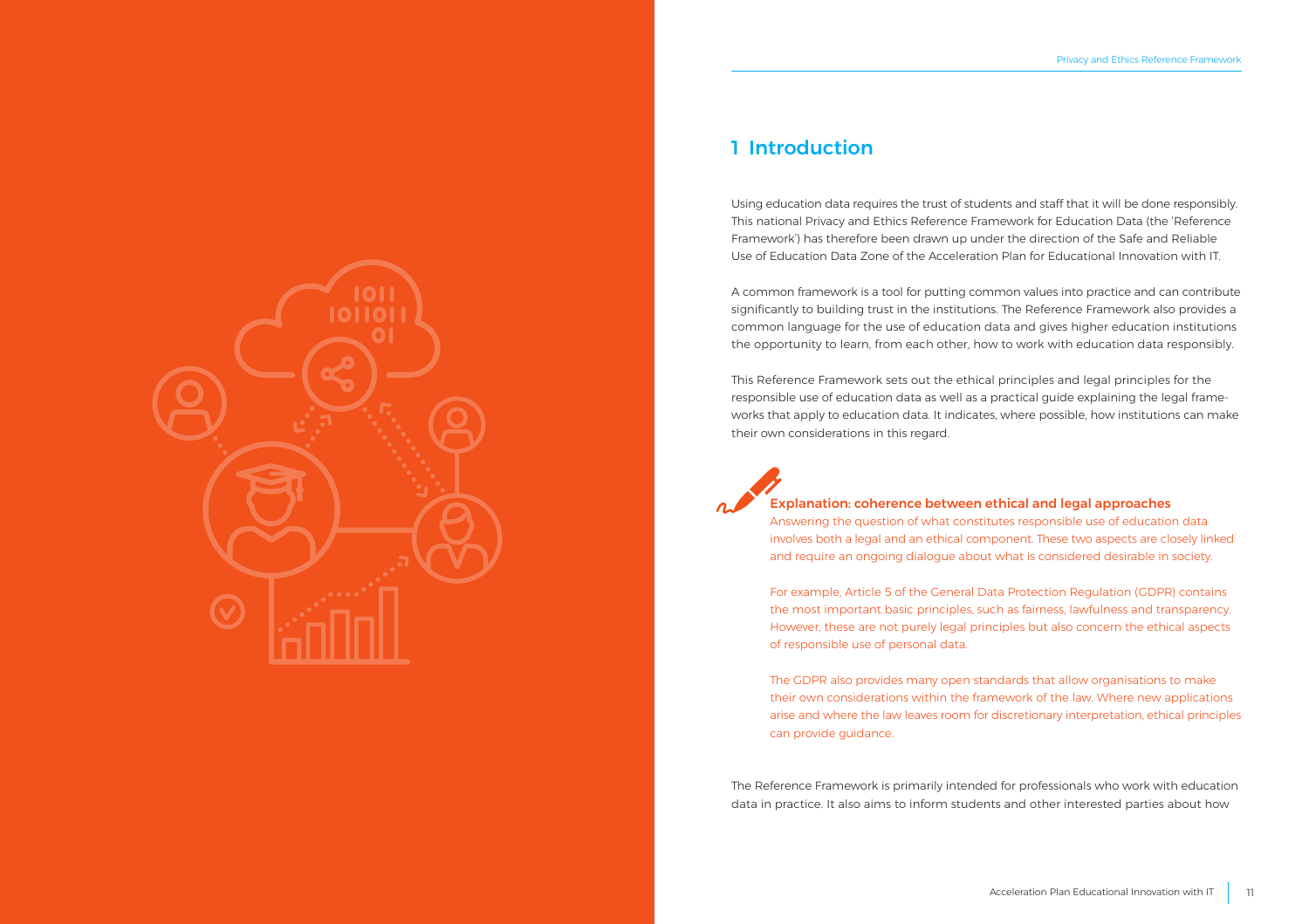# 1 Introduction

Using education data requires the trust of students and staff that it will be done responsibly. This national Privacy and Ethics Reference Framework for Education Data (the 'Reference Framework') has therefore been drawn up under the direction of the Safe and Reliable Use of Education Data Zone of the Acceleration Plan for Educational Innovation with IT.

A common framework is a tool for putting common values into practice and can contribute significantly to building trust in the institutions. The Reference Framework also provides a common language for the use of education data and gives higher education institutions the opportunity to learn, from each other, how to work with education data responsibly.

This Reference Framework sets out the ethical principles and legal principles for the responsible use of education data as well as a practical guide explaining the legal frameworks that apply to education data. It indicates, where possible, how institutions can make their own considerations in this regard.

**Explanation: coherence between ethical and legal approaches**

Answering the question of what constitutes responsible use of education data involves both a legal and an ethical component. These two aspects are closely linked and require an ongoing dialogue about what is considered desirable in society.

For example, Article 5 of the General Data Protection Regulation (GDPR) contains the most important basic principles, such as fairness, lawfulness and transparency. However, these are not purely legal principles but also concern the ethical aspects of responsible use of personal data.

The GDPR also provides many open standards that allow organisations to make their own considerations within the framework of the law. Where new applications arise and where the law leaves room for discretionary interpretation, ethical principles can provide guidance.

The Reference Framework is primarily intended for professionals who work with education data in practice. It also aims to inform students and other interested parties about how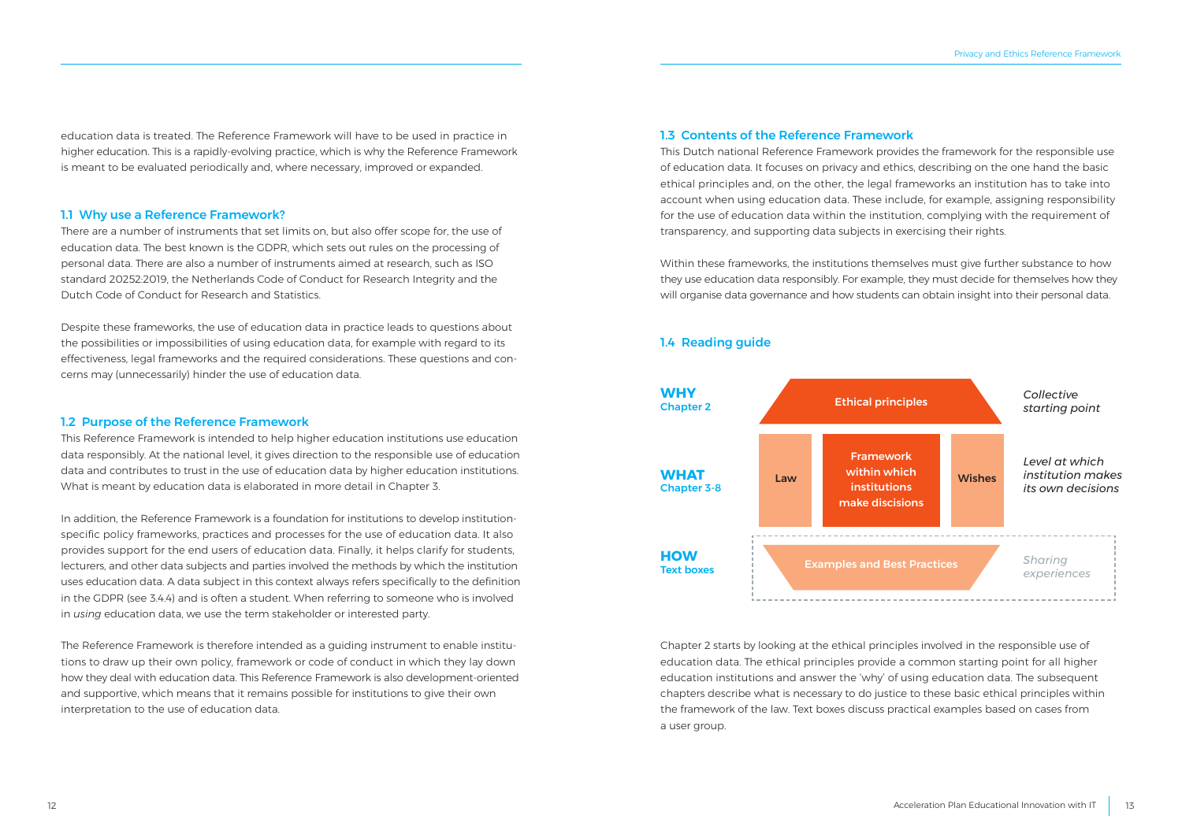education data is treated. The Reference Framework will have to be used in practice in higher education. This is a rapidly-evolving practice, which is why the Reference Framework is meant to be evaluated periodically and, where necessary, improved or expanded.

## 1.1 Why use a Reference Framework?

There are a number of instruments that set limits on, but also offer scope for, the use of education data. The best known is the GDPR, which sets out rules on the processing of personal data. There are also a number of instruments aimed at research, such as ISO standard 20252:2019, the Netherlands Code of Conduct for Research Integrity and the Dutch Code of Conduct for Research and Statistics.

Despite these frameworks, the use of education data in practice leads to questions about the possibilities or impossibilities of using education data, for example with regard to its effectiveness, legal frameworks and the required considerations. These questions and concerns may (unnecessarily) hinder the use of education data.

## 1.2 Purpose of the Reference Framework

This Reference Framework is intended to help higher education institutions use education data responsibly. At the national level, it gives direction to the responsible use of education data and contributes to trust in the use of education data by higher education institutions. What is meant by education data is elaborated in more detail in Chapter 3.

In addition, the Reference Framework is a foundation for institutions to develop institution-specific policy frameworks, practices and processes for the use of education data. It also provides support for the end users of education data. Finally, it helps clarify for students, lecturers, and other data subjects and parties involved the methods by which the institution uses education data. A data subject in this context always refers specifically to the definition in the GDPR (see 3.4.4) and is often a student. When referring to someone who is involved in *using* education data, we use the term stakeholder or interested party.

The Reference Framework is therefore intended as a guiding instrument to enable institutions to draw up their own policy, framework or code of conduct in which they lay down how they deal with education data. This Reference Framework is also development-oriented and supportive, which means that it remains possible for institutions to give their own interpretation to the use of education data.

## 1.3 Contents of the Reference Framework

This Dutch national Reference Framework provides the framework for the responsible use of education data. It focuses on privacy and ethics, describing on the one hand the basic ethical principles and, on the other, the legal frameworks an institution has to take into account when using education data. These include, for example, assigning responsibility for the use of education data within the institution, complying with the requirement of transparency, and supporting data subjects in exercising their rights.

Within these frameworks, the institutions themselves must give further substance to how they use education data responsibly. For example, they must decide for themselves how they will organise data governance and how students can obtain insight into their personal data.

## 1.4 Reading guide

| | | | | |
|---|---|---|---|---|
| **WHY** Chapter 2 | | Ethical principles | | *Collective starting point* |
| **WHAT** Chapter 3-8 | Law | Framework within which institutions make discisions | Wishes | *Level at which institution makes its own decisions* |
| **HOW** Text boxes | | Examples and Best Practices | | *Sharing experiences* |

Chapter 2 starts by looking at the ethical principles involved in the responsible use of education data. The ethical principles provide a common starting point for all higher education institutions and answer the 'why' of using education data. The subsequent chapters describe what is necessary to do justice to these basic ethical principles within the framework of the law. Text boxes discuss practical examples based on cases from a user group.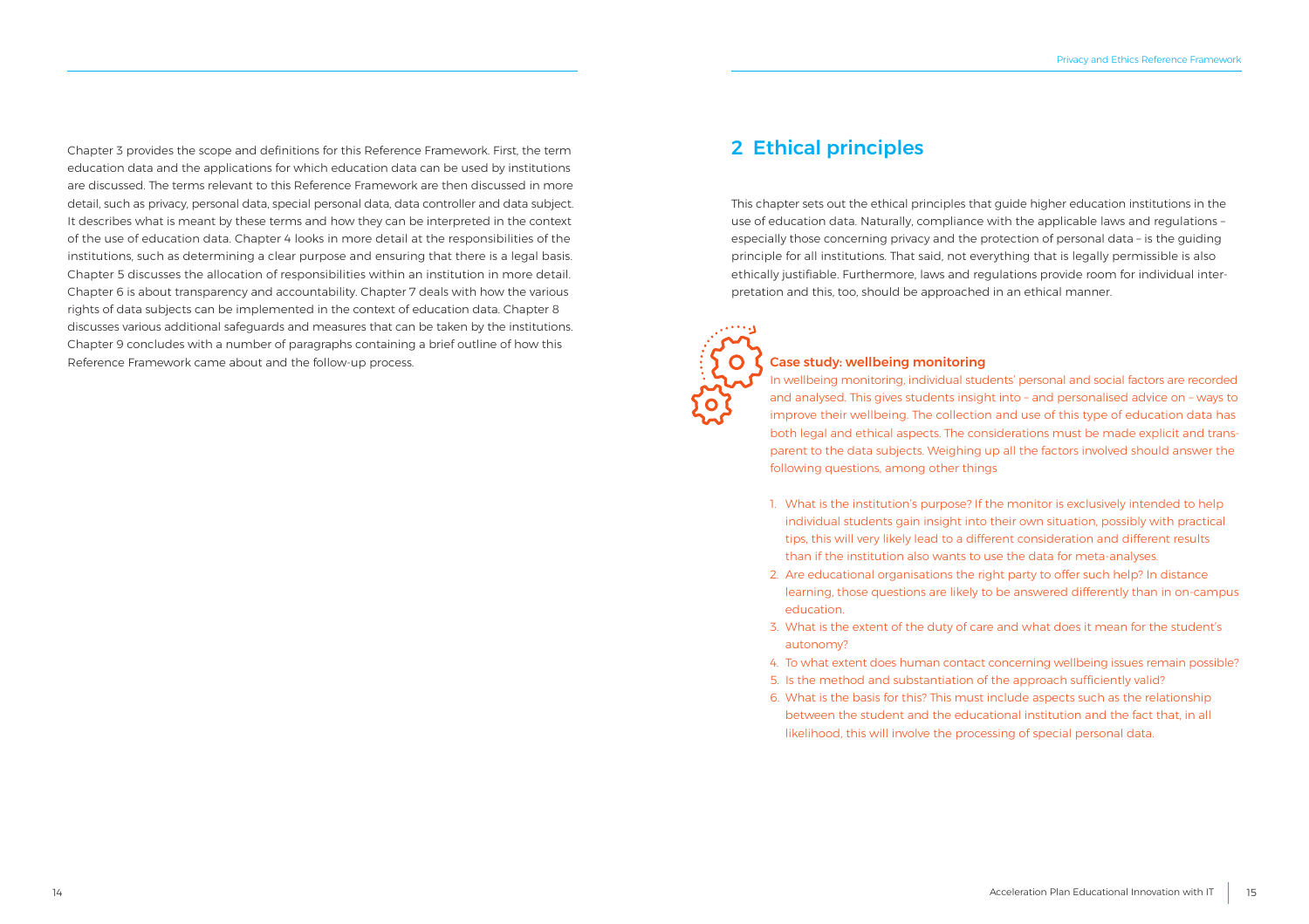Chapter 3 provides the scope and definitions for this Reference Framework. First, the term education data and the applications for which education data can be used by institutions are discussed. The terms relevant to this Reference Framework are then discussed in more detail, such as privacy, personal data, special personal data, data controller and data subject. It describes what is meant by these terms and how they can be interpreted in the context of the use of education data. Chapter 4 looks in more detail at the responsibilities of the institutions, such as determining a clear purpose and ensuring that there is a legal basis. Chapter 5 discusses the allocation of responsibilities within an institution in more detail. Chapter 6 is about transparency and accountability. Chapter 7 deals with how the various rights of data subjects can be implemented in the context of education data. Chapter 8 discusses various additional safeguards and measures that can be taken by the institutions. Chapter 9 concludes with a number of paragraphs containing a brief outline of how this Reference Framework came about and the follow-up process.

# 2 Ethical principles

This chapter sets out the ethical principles that guide higher education institutions in the use of education data. Naturally, compliance with the applicable laws and regulations – especially those concerning privacy and the protection of personal data – is the guiding principle for all institutions. That said, not everything that is legally permissible is also ethically justifiable. Furthermore, laws and regulations provide room for individual interpretation and this, too, should be approached in an ethical manner.

### Case study: wellbeing monitoring

In wellbeing monitoring, individual students' personal and social factors are recorded and analysed. This gives students insight into – and personalised advice on – ways to improve their wellbeing. The collection and use of this type of education data has both legal and ethical aspects. The considerations must be made explicit and transparent to the data subjects. Weighing up all the factors involved should answer the following questions, among other things

1. What is the institution's purpose? If the monitor is exclusively intended to help individual students gain insight into their own situation, possibly with practical tips, this will very likely lead to a different consideration and different results than if the institution also wants to use the data for meta-analyses.
2. Are educational organisations the right party to offer such help? In distance learning, those questions are likely to be answered differently than in on-campus education.
3. What is the extent of the duty of care and what does it mean for the student's autonomy?
4. To what extent does human contact concerning wellbeing issues remain possible?
5. Is the method and substantiation of the approach sufficiently valid?
6. What is the basis for this? This must include aspects such as the relationship between the student and the educational institution and the fact that, in all likelihood, this will involve the processing of special personal data.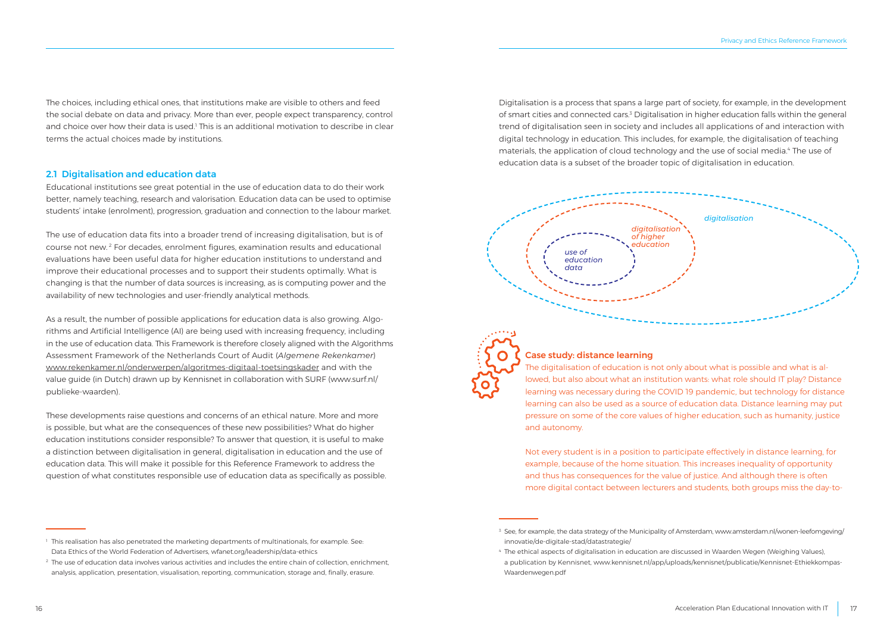The choices, including ethical ones, that institutions make are visible to others and feed the social debate on data and privacy. More than ever, people expect transparency, control and choice over how their data is used.[1] This is an additional motivation to describe in clear terms the actual choices made by institutions.

## 2.1 Digitalisation and education data

Educational institutions see great potential in the use of education data to do their work better, namely teaching, research and valorisation. Education data can be used to optimise students' intake (enrolment), progression, graduation and connection to the labour market.

The use of education data fits into a broader trend of increasing digitalisation, but is of course not new.[2] For decades, enrolment figures, examination results and educational evaluations have been useful data for higher education institutions to understand and improve their educational processes and to support their students optimally. What is changing is that the number of data sources is increasing, as is computing power and the availability of new technologies and user-friendly analytical methods.

As a result, the number of possible applications for education data is also growing. Algorithms and Artificial Intelligence (AI) are being used with increasing frequency, including in the use of education data. This Framework is therefore closely aligned with the Algorithms Assessment Framework of the Netherlands Court of Audit (*Algemene Rekenkamer*) www.rekenkamer.nl/onderwerpen/algoritmes-digitaal-toetsingskader and with the value guide (in Dutch) drawn up by Kennisnet in collaboration with SURF (www.surf.nl/publieke-waarden).

These developments raise questions and concerns of an ethical nature. More and more is possible, but what are the consequences of these new possibilities? What do higher education institutions consider responsible? To answer that question, it is useful to make a distinction between digitalisation in general, digitalisation in education and the use of education data. This will make it possible for this Reference Framework to address the question of what constitutes responsible use of education data as specifically as possible.

Digitalisation is a process that spans a large part of society, for example, in the development of smart cities and connected cars.[3] Digitalisation in higher education falls within the general trend of digitalisation seen in society and includes all applications of and interaction with digital technology in education. This includes, for example, the digitalisation of teaching materials, the application of cloud technology and the use of social media.[4] The use of education data is a subset of the broader topic of digitalisation in education.

*digitalisation*

*digitalisation of higher education*

*use of education data*

### Case study: distance learning

The digitalisation of education is not only about what is possible and what is allowed, but also about what an institution wants: what role should IT play? Distance learning was necessary during the COVID 19 pandemic, but technology for distance learning can also be used as a source of education data. Distance learning may put pressure on some of the core values of higher education, such as humanity, justice and autonomy.

Not every student is in a position to participate effectively in distance learning, for example, because of the home situation. This increases inequality of opportunity and thus has consequences for the value of justice. And although there is often more digital contact between lecturers and students, both groups miss the day-to-

---

[1] This realisation has also penetrated the marketing departments of multinationals, for example. See: Data Ethics of the World Federation of Advertisers, wfanet.org/leadership/data-ethics

[2] The use of education data involves various activities and includes the entire chain of collection, enrichment, analysis, application, presentation, visualisation, reporting, communication, storage and, finally, erasure.

[3] See, for example, the data strategy of the Municipality of Amsterdam, www.amsterdam.nl/wonen-leefomgeving/innovatie/de-digitale-stad/datastrategie/

[4] The ethical aspects of digitalisation in education are discussed in Waarden Wegen (Weighing Values), a publication by Kennisnet, www.kennisnet.nl/app/uploads/kennisnet/publicatie/Kennisnet-Ethiekkompas-Waardenwegen.pdf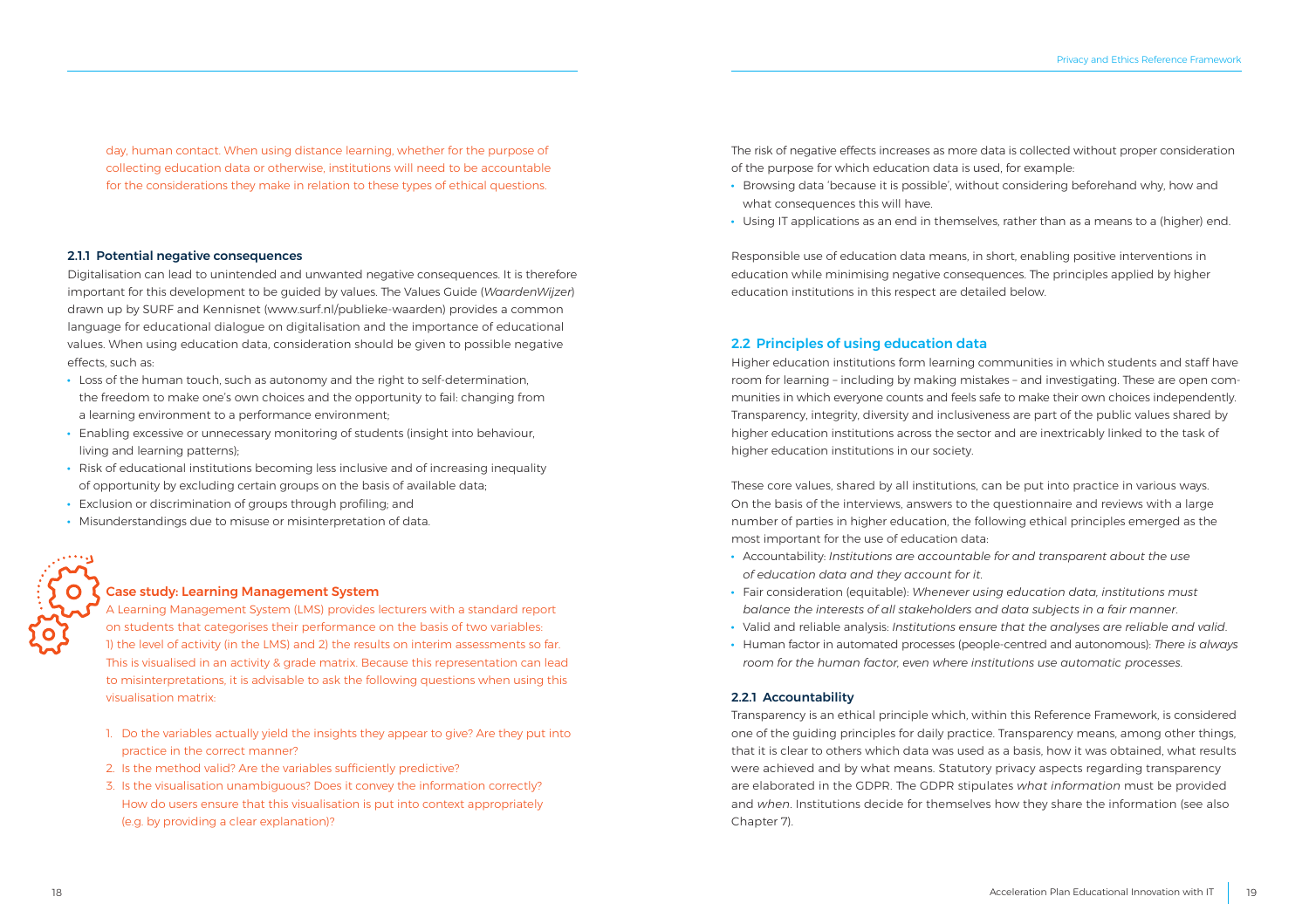day, human contact. When using distance learning, whether for the purpose of collecting education data or otherwise, institutions will need to be accountable for the considerations they make in relation to these types of ethical questions.

### 2.1.1 Potential negative consequences

Digitalisation can lead to unintended and unwanted negative consequences. It is therefore important for this development to be guided by values. The Values Guide (*WaardenWijzer*) drawn up by SURF and Kennisnet (www.surf.nl/publieke-waarden) provides a common language for educational dialogue on digitalisation and the importance of educational values. When using education data, consideration should be given to possible negative effects, such as:

- Loss of the human touch, such as autonomy and the right to self-determination, the freedom to make one's own choices and the opportunity to fail: changing from a learning environment to a performance environment;
- Enabling excessive or unnecessary monitoring of students (insight into behaviour, living and learning patterns);
- Risk of educational institutions becoming less inclusive and of increasing inequality of opportunity by excluding certain groups on the basis of available data;
- Exclusion or discrimination of groups through profiling; and
- Misunderstandings due to misuse or misinterpretation of data.

**Case study: Learning Management System**

A Learning Management System (LMS) provides lecturers with a standard report on students that categorises their performance on the basis of two variables: 1) the level of activity (in the LMS) and 2) the results on interim assessments so far. This is visualised in an activity & grade matrix. Because this representation can lead to misinterpretations, it is advisable to ask the following questions when using this visualisation matrix:

1. Do the variables actually yield the insights they appear to give? Are they put into practice in the correct manner?
2. Is the method valid? Are the variables sufficiently predictive?
3. Is the visualisation unambiguous? Does it convey the information correctly? How do users ensure that this visualisation is put into context appropriately (e.g. by providing a clear explanation)?

The risk of negative effects increases as more data is collected without proper consideration of the purpose for which education data is used, for example:

- Browsing data 'because it is possible', without considering beforehand why, how and what consequences this will have.
- Using IT applications as an end in themselves, rather than as a means to a (higher) end.

Responsible use of education data means, in short, enabling positive interventions in education while minimising negative consequences. The principles applied by higher education institutions in this respect are detailed below.

## 2.2 Principles of using education data

Higher education institutions form learning communities in which students and staff have room for learning – including by making mistakes – and investigating. These are open communities in which everyone counts and feels safe to make their own choices independently. Transparency, integrity, diversity and inclusiveness are part of the public values shared by higher education institutions across the sector and are inextricably linked to the task of higher education institutions in our society.

These core values, shared by all institutions, can be put into practice in various ways. On the basis of the interviews, answers to the questionnaire and reviews with a large number of parties in higher education, the following ethical principles emerged as the most important for the use of education data:

- Accountability: *Institutions are accountable for and transparent about the use of education data and they account for it.*
- Fair consideration (equitable): *Whenever using education data, institutions must balance the interests of all stakeholders and data subjects in a fair manner.*
- Valid and reliable analysis: *Institutions ensure that the analyses are reliable and valid.*
- Human factor in automated processes (people-centred and autonomous): *There is always room for the human factor, even where institutions use automatic processes.*

### 2.2.1 Accountability

Transparency is an ethical principle which, within this Reference Framework, is considered one of the guiding principles for daily practice. Transparency means, among other things, that it is clear to others which data was used as a basis, how it was obtained, what results were achieved and by what means. Statutory privacy aspects regarding transparency are elaborated in the GDPR. The GDPR stipulates *what information* must be provided and *when*. Institutions decide for themselves how they share the information (see also Chapter 7).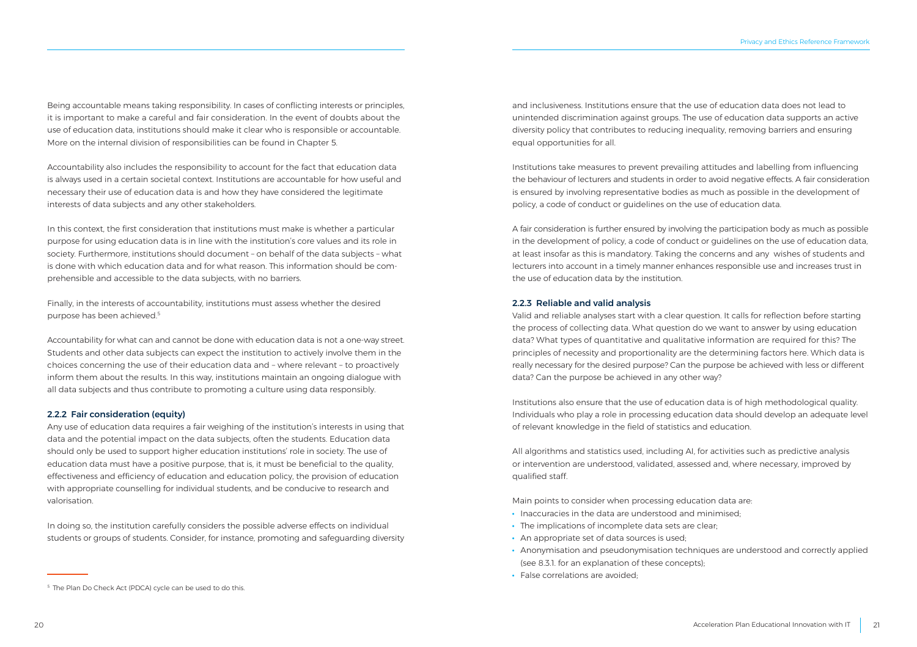Being accountable means taking responsibility. In cases of conflicting interests or principles, it is important to make a careful and fair consideration. In the event of doubts about the use of education data, institutions should make it clear who is responsible or accountable. More on the internal division of responsibilities can be found in Chapter 5.

Accountability also includes the responsibility to account for the fact that education data is always used in a certain societal context. Institutions are accountable for how useful and necessary their use of education data is and how they have considered the legitimate interests of data subjects and any other stakeholders.

In this context, the first consideration that institutions must make is whether a particular purpose for using education data is in line with the institution's core values and its role in society. Furthermore, institutions should document – on behalf of the data subjects – what is done with which education data and for what reason. This information should be comprehensible and accessible to the data subjects, with no barriers.

Finally, in the interests of accountability, institutions must assess whether the desired purpose has been achieved.[5]

Accountability for what can and cannot be done with education data is not a one-way street. Students and other data subjects can expect the institution to actively involve them in the choices concerning the use of their education data and – where relevant – to proactively inform them about the results. In this way, institutions maintain an ongoing dialogue with all data subjects and thus contribute to promoting a culture using data responsibly.

### 2.2.2 Fair consideration (equity)

Any use of education data requires a fair weighing of the institution's interests in using that data and the potential impact on the data subjects, often the students. Education data should only be used to support higher education institutions' role in society. The use of education data must have a positive purpose, that is, it must be beneficial to the quality, effectiveness and efficiency of education and education policy, the provision of education with appropriate counselling for individual students, and be conducive to research and valorisation.

In doing so, the institution carefully considers the possible adverse effects on individual students or groups of students. Consider, for instance, promoting and safeguarding diversity and inclusiveness. Institutions ensure that the use of education data does not lead to unintended discrimination against groups. The use of education data supports an active diversity policy that contributes to reducing inequality, removing barriers and ensuring equal opportunities for all.

Institutions take measures to prevent prevailing attitudes and labelling from influencing the behaviour of lecturers and students in order to avoid negative effects. A fair consideration is ensured by involving representative bodies as much as possible in the development of policy, a code of conduct or guidelines on the use of education data.

A fair consideration is further ensured by involving the participation body as much as possible in the development of policy, a code of conduct or guidelines on the use of education data, at least insofar as this is mandatory. Taking the concerns and any wishes of students and lecturers into account in a timely manner enhances responsible use and increases trust in the use of education data by the institution.

### 2.2.3 Reliable and valid analysis

Valid and reliable analyses start with a clear question. It calls for reflection before starting the process of collecting data. What question do we want to answer by using education data? What types of quantitative and qualitative information are required for this? The principles of necessity and proportionality are the determining factors here. Which data is really necessary for the desired purpose? Can the purpose be achieved with less or different data? Can the purpose be achieved in any other way?

Institutions also ensure that the use of education data is of high methodological quality. Individuals who play a role in processing education data should develop an adequate level of relevant knowledge in the field of statistics and education.

All algorithms and statistics used, including AI, for activities such as predictive analysis or intervention are understood, validated, assessed and, where necessary, improved by qualified staff.

Main points to consider when processing education data are:

- Inaccuracies in the data are understood and minimised;
- The implications of incomplete data sets are clear;
- An appropriate set of data sources is used;
- Anonymisation and pseudonymisation techniques are understood and correctly applied (see 8.3.1. for an explanation of these concepts);
- False correlations are avoided;

[5] The Plan Do Check Act (PDCA) cycle can be used to do this.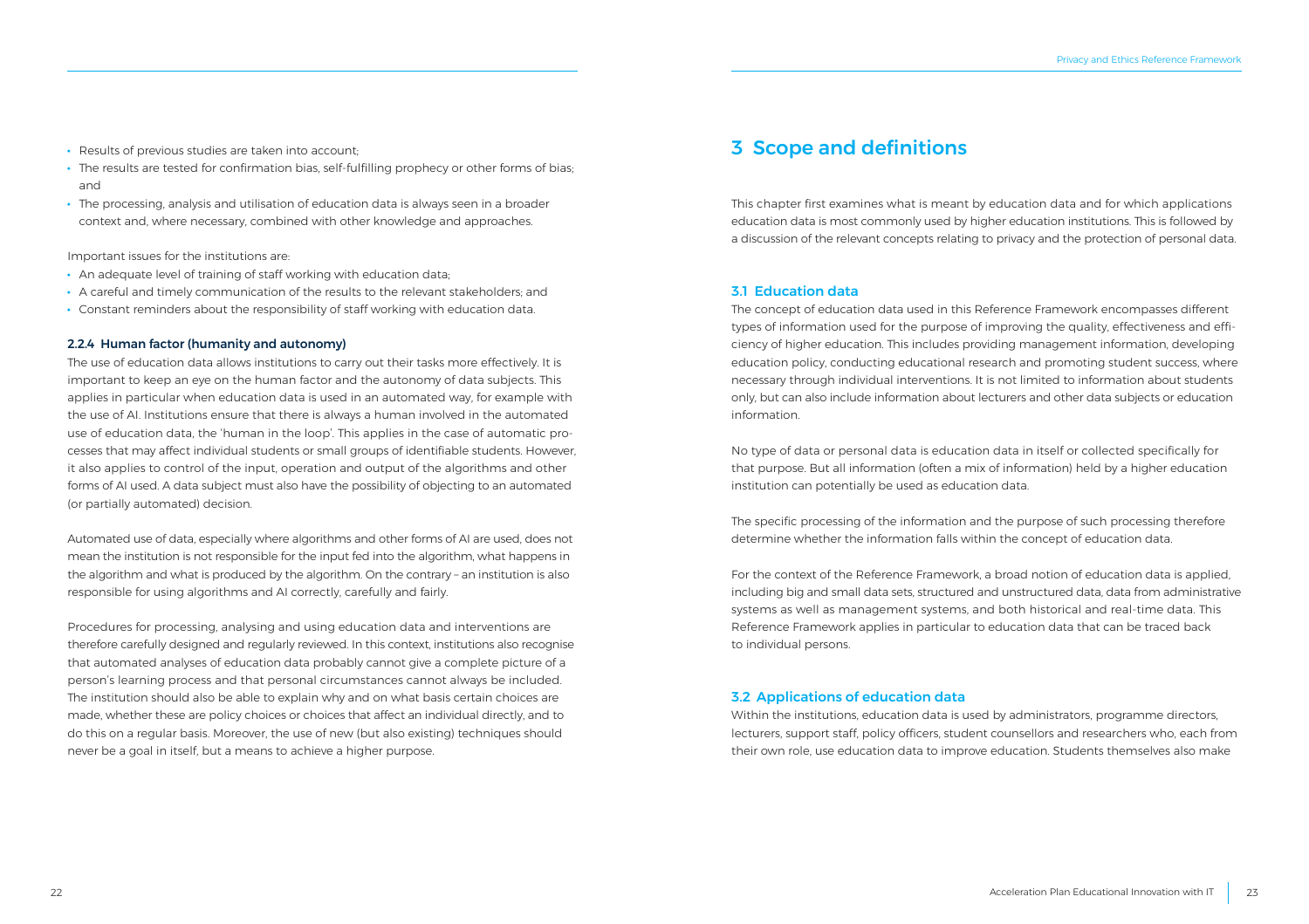- Results of previous studies are taken into account;
- The results are tested for confirmation bias, self-fulfilling prophecy or other forms of bias; and
- The processing, analysis and utilisation of education data is always seen in a broader context and, where necessary, combined with other knowledge and approaches.

Important issues for the institutions are:
- An adequate level of training of staff working with education data;
- A careful and timely communication of the results to the relevant stakeholders; and
- Constant reminders about the responsibility of staff working with education data.

#### 2.2.4 Human factor (humanity and autonomy)

The use of education data allows institutions to carry out their tasks more effectively. It is important to keep an eye on the human factor and the autonomy of data subjects. This applies in particular when education data is used in an automated way, for example with the use of AI. Institutions ensure that there is always a human involved in the automated use of education data, the 'human in the loop'. This applies in the case of automatic processes that may affect individual students or small groups of identifiable students. However, it also applies to control of the input, operation and output of the algorithms and other forms of AI used. A data subject must also have the possibility of objecting to an automated (or partially automated) decision.

Automated use of data, especially where algorithms and other forms of AI are used, does not mean the institution is not responsible for the input fed into the algorithm, what happens in the algorithm and what is produced by the algorithm. On the contrary – an institution is also responsible for using algorithms and AI correctly, carefully and fairly.

Procedures for processing, analysing and using education data and interventions are therefore carefully designed and regularly reviewed. In this context, institutions also recognise that automated analyses of education data probably cannot give a complete picture of a person's learning process and that personal circumstances cannot always be included. The institution should also be able to explain why and on what basis certain choices are made, whether these are policy choices or choices that affect an individual directly, and to do this on a regular basis. Moreover, the use of new (but also existing) techniques should never be a goal in itself, but a means to achieve a higher purpose.

# 3 Scope and definitions

This chapter first examines what is meant by education data and for which applications education data is most commonly used by higher education institutions. This is followed by a discussion of the relevant concepts relating to privacy and the protection of personal data.

## 3.1 Education data

The concept of education data used in this Reference Framework encompasses different types of information used for the purpose of improving the quality, effectiveness and efficiency of higher education. This includes providing management information, developing education policy, conducting educational research and promoting student success, where necessary through individual interventions. It is not limited to information about students only, but can also include information about lecturers and other data subjects or education information.

No type of data or personal data is education data in itself or collected specifically for that purpose. But all information (often a mix of information) held by a higher education institution can potentially be used as education data.

The specific processing of the information and the purpose of such processing therefore determine whether the information falls within the concept of education data.

For the context of the Reference Framework, a broad notion of education data is applied, including big and small data sets, structured and unstructured data, data from administrative systems as well as management systems, and both historical and real-time data. This Reference Framework applies in particular to education data that can be traced back to individual persons.

## 3.2 Applications of education data

Within the institutions, education data is used by administrators, programme directors, lecturers, support staff, policy officers, student counsellors and researchers who, each from their own role, use education data to improve education. Students themselves also make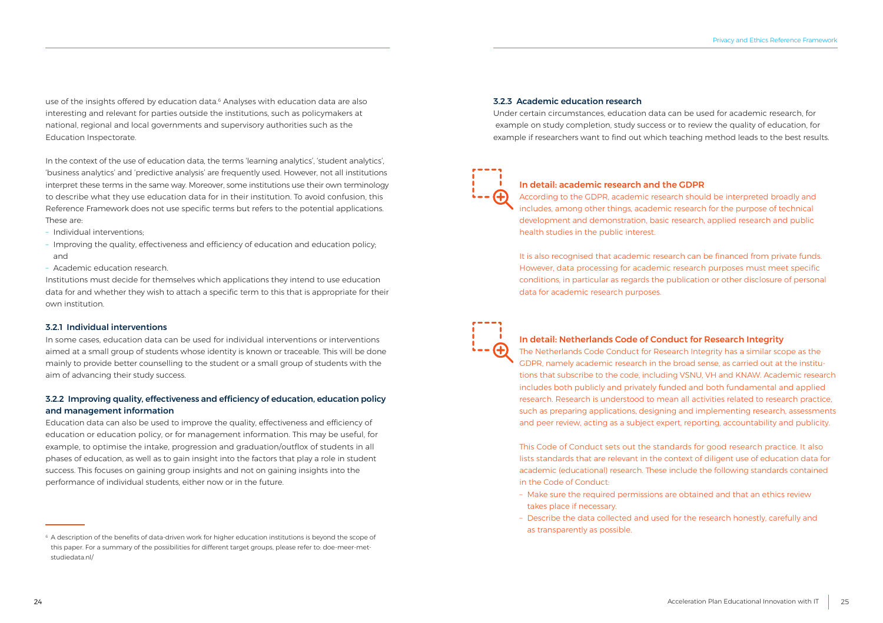use of the insights offered by education data.[6] Analyses with education data are also interesting and relevant for parties outside the institutions, such as policymakers at national, regional and local governments and supervisory authorities such as the Education Inspectorate.

In the context of the use of education data, the terms 'learning analytics', 'student analytics', 'business analytics' and 'predictive analysis' are frequently used. However, not all institutions interpret these terms in the same way. Moreover, some institutions use their own terminology to describe what they use education data for in their institution. To avoid confusion, this Reference Framework does not use specific terms but refers to the potential applications. These are:

- Individual interventions;
- Improving the quality, effectiveness and efficiency of education and education policy; and
- Academic education research.

Institutions must decide for themselves which applications they intend to use education data for and whether they wish to attach a specific term to this that is appropriate for their own institution.

### 3.2.1 Individual interventions

In some cases, education data can be used for individual interventions or interventions aimed at a small group of students whose identity is known or traceable. This will be done mainly to provide better counselling to the student or a small group of students with the aim of advancing their study success.

### 3.2.2 Improving quality, effectiveness and efficiency of education, education policy and management information

Education data can also be used to improve the quality, effectiveness and efficiency of education or education policy, or for management information. This may be useful, for example, to optimise the intake, progression and graduation/outflox of students in all phases of education, as well as to gain insight into the factors that play a role in student success. This focuses on gaining group insights and not on gaining insights into the performance of individual students, either now or in the future.

[6] A description of the benefits of data-driven work for higher education institutions is beyond the scope of this paper. For a summary of the possibilities for different target groups, please refer to: doe-meer-met-studiedata.nl/

### 3.2.3 Academic education research

Under certain circumstances, education data can be used for academic research, for example on study completion, study success or to review the quality of education, for example if researchers want to find out which teaching method leads to the best results.

#### In detail: academic research and the GDPR

According to the GDPR, academic research should be interpreted broadly and includes, among other things, academic research for the purpose of technical development and demonstration, basic research, applied research and public health studies in the public interest.

It is also recognised that academic research can be financed from private funds. However, data processing for academic research purposes must meet specific conditions, in particular as regards the publication or other disclosure of personal data for academic research purposes.

#### In detail: Netherlands Code of Conduct for Research Integrity

The Netherlands Code Conduct for Research Integrity has a similar scope as the GDPR, namely academic research in the broad sense, as carried out at the institutions that subscribe to the code, including VSNU, VH and KNAW. Academic research includes both publicly and privately funded and both fundamental and applied research. Research is understood to mean all activities related to research practice, such as preparing applications, designing and implementing research, assessments and peer review, acting as a subject expert, reporting, accountability and publicity.

This Code of Conduct sets out the standards for good research practice. It also lists standards that are relevant in the context of diligent use of education data for academic (educational) research. These include the following standards contained in the Code of Conduct:

- Make sure the required permissions are obtained and that an ethics review takes place if necessary.
- Describe the data collected and used for the research honestly, carefully and as transparently as possible.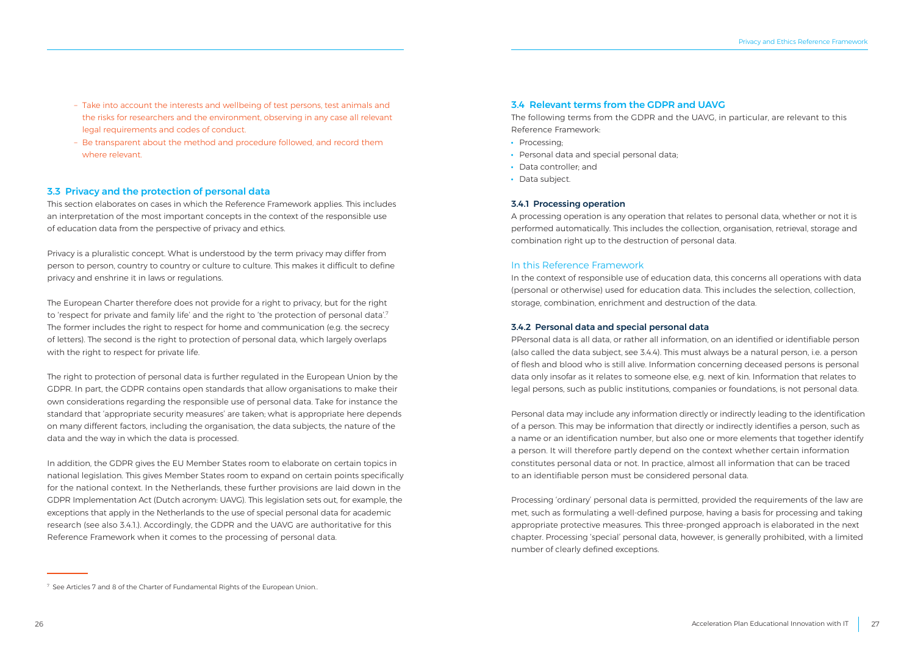- Take into account the interests and wellbeing of test persons, test animals and the risks for researchers and the environment, observing in any case all relevant legal requirements and codes of conduct.
- Be transparent about the method and procedure followed, and record them where relevant.

## 3.3 Privacy and the protection of personal data

This section elaborates on cases in which the Reference Framework applies. This includes an interpretation of the most important concepts in the context of the responsible use of education data from the perspective of privacy and ethics.

Privacy is a pluralistic concept. What is understood by the term privacy may differ from person to person, country to country or culture to culture. This makes it difficult to define privacy and enshrine it in laws or regulations.

The European Charter therefore does not provide for a right to privacy, but for the right to 'respect for private and family life' and the right to 'the protection of personal data'.[7] The former includes the right to respect for home and communication (e.g. the secrecy of letters). The second is the right to protection of personal data, which largely overlaps with the right to respect for private life.

The right to protection of personal data is further regulated in the European Union by the GDPR. In part, the GDPR contains open standards that allow organisations to make their own considerations regarding the responsible use of personal data. Take for instance the standard that 'appropriate security measures' are taken; what is appropriate here depends on many different factors, including the organisation, the data subjects, the nature of the data and the way in which the data is processed.

In addition, the GDPR gives the EU Member States room to elaborate on certain topics in national legislation. This gives Member States room to expand on certain points specifically for the national context. In the Netherlands, these further provisions are laid down in the GDPR Implementation Act (Dutch acronym: UAVG). This legislation sets out, for example, the exceptions that apply in the Netherlands to the use of special personal data for academic research (see also 3.4.1.). Accordingly, the GDPR and the UAVG are authoritative for this Reference Framework when it comes to the processing of personal data.

[7] See Articles 7 and 8 of the Charter of Fundamental Rights of the European Union..

## 3.4 Relevant terms from the GDPR and UAVG

The following terms from the GDPR and the UAVG, in particular, are relevant to this Reference Framework:

- Processing;
- Personal data and special personal data;
- Data controller; and
- Data subject.

### 3.4.1 Processing operation

A processing operation is any operation that relates to personal data, whether or not it is performed automatically. This includes the collection, organisation, retrieval, storage and combination right up to the destruction of personal data.

#### In this Reference Framework

In the context of responsible use of education data, this concerns all operations with data (personal or otherwise) used for education data. This includes the selection, collection, storage, combination, enrichment and destruction of the data.

### 3.4.2 Personal data and special personal data

PPersonal data is all data, or rather all information, on an identified or identifiable person (also called the data subject, see 3.4.4). This must always be a natural person, i.e. a person of flesh and blood who is still alive. Information concerning deceased persons is personal data only insofar as it relates to someone else, e.g. next of kin. Information that relates to legal persons, such as public institutions, companies or foundations, is not personal data.

Personal data may include any information directly or indirectly leading to the identification of a person. This may be information that directly or indirectly identifies a person, such as a name or an identification number, but also one or more elements that together identify a person. It will therefore partly depend on the context whether certain information constitutes personal data or not. In practice, almost all information that can be traced to an identifiable person must be considered personal data.

Processing 'ordinary' personal data is permitted, provided the requirements of the law are met, such as formulating a well-defined purpose, having a basis for processing and taking appropriate protective measures. This three-pronged approach is elaborated in the next chapter. Processing 'special' personal data, however, is generally prohibited, with a limited number of clearly defined exceptions.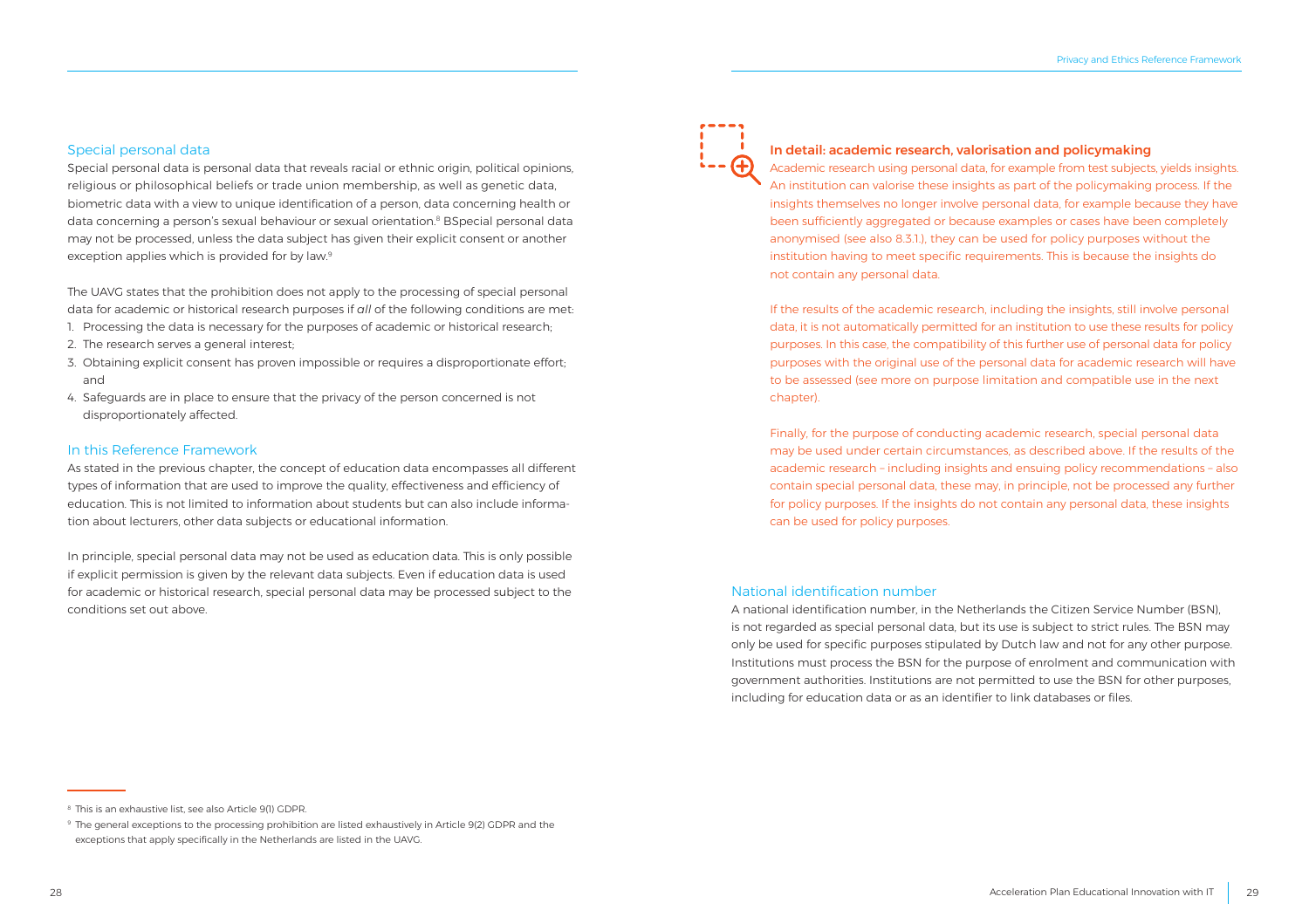## Special personal data

Special personal data is personal data that reveals racial or ethnic origin, political opinions, religious or philosophical beliefs or trade union membership, as well as genetic data, biometric data with a view to unique identification of a person, data concerning health or data concerning a person's sexual behaviour or sexual orientation.[8] BSpecial personal data may not be processed, unless the data subject has given their explicit consent or another exception applies which is provided for by law.[9]

The UAVG states that the prohibition does not apply to the processing of special personal data for academic or historical research purposes if *all* of the following conditions are met:

1. Processing the data is necessary for the purposes of academic or historical research;
2. The research serves a general interest;
3. Obtaining explicit consent has proven impossible or requires a disproportionate effort; and
4. Safeguards are in place to ensure that the privacy of the person concerned is not disproportionately affected.

## In this Reference Framework

As stated in the previous chapter, the concept of education data encompasses all different types of information that are used to improve the quality, effectiveness and efficiency of education. This is not limited to information about students but can also include information about lecturers, other data subjects or educational information.

In principle, special personal data may not be used as education data. This is only possible if explicit permission is given by the relevant data subjects. Even if education data is used for academic or historical research, special personal data may be processed subject to the conditions set out above.

### In detail: academic research, valorisation and policymaking

Academic research using personal data, for example from test subjects, yields insights. An institution can valorise these insights as part of the policymaking process. If the insights themselves no longer involve personal data, for example because they have been sufficiently aggregated or because examples or cases have been completely anonymised (see also 8.3.1.), they can be used for policy purposes without the institution having to meet specific requirements. This is because the insights do not contain any personal data.

If the results of the academic research, including the insights, still involve personal data, it is not automatically permitted for an institution to use these results for policy purposes. In this case, the compatibility of this further use of personal data for policy purposes with the original use of the personal data for academic research will have to be assessed (see more on purpose limitation and compatible use in the next chapter).

Finally, for the purpose of conducting academic research, special personal data may be used under certain circumstances, as described above. If the results of the academic research – including insights and ensuing policy recommendations – also contain special personal data, these may, in principle, not be processed any further for policy purposes. If the insights do not contain any personal data, these insights can be used for policy purposes.

## National identification number

A national identification number, in the Netherlands the Citizen Service Number (BSN), is not regarded as special personal data, but its use is subject to strict rules. The BSN may only be used for specific purposes stipulated by Dutch law and not for any other purpose. Institutions must process the BSN for the purpose of enrolment and communication with government authorities. Institutions are not permitted to use the BSN for other purposes, including for education data or as an identifier to link databases or files.

---

[8] This is an exhaustive list, see also Article 9(1) GDPR.

[9] The general exceptions to the processing prohibition are listed exhaustively in Article 9(2) GDPR and the exceptions that apply specifically in the Netherlands are listed in the UAVG.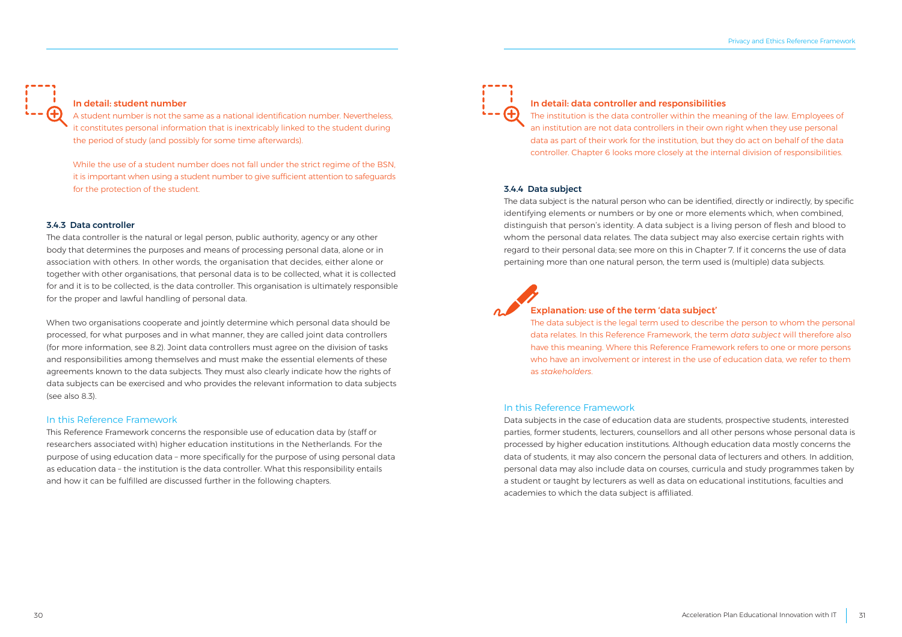### In detail: student number

A student number is not the same as a national identification number. Nevertheless, it constitutes personal information that is inextricably linked to the student during the period of study (and possibly for some time afterwards).

While the use of a student number does not fall under the strict regime of the BSN, it is important when using a student number to give sufficient attention to safeguards for the protection of the student.

### 3.4.3 Data controller

The data controller is the natural or legal person, public authority, agency or any other body that determines the purposes and means of processing personal data, alone or in association with others. In other words, the organisation that decides, either alone or together with other organisations, that personal data is to be collected, what it is collected for and it is to be collected, is the data controller. This organisation is ultimately responsible for the proper and lawful handling of personal data.

When two organisations cooperate and jointly determine which personal data should be processed, for what purposes and in what manner, they are called joint data controllers (for more information, see 8.2). Joint data controllers must agree on the division of tasks and responsibilities among themselves and must make the essential elements of these agreements known to the data subjects. They must also clearly indicate how the rights of data subjects can be exercised and who provides the relevant information to data subjects (see also 8.3).

#### In this Reference Framework

This Reference Framework concerns the responsible use of education data by (staff or researchers associated with) higher education institutions in the Netherlands. For the purpose of using education data – more specifically for the purpose of using personal data as education data – the institution is the data controller. What this responsibility entails and how it can be fulfilled are discussed further in the following chapters.

### In detail: data controller and responsibilities

The institution is the data controller within the meaning of the law. Employees of an institution are not data controllers in their own right when they use personal data as part of their work for the institution, but they do act on behalf of the data controller. Chapter 6 looks more closely at the internal division of responsibilities.

### 3.4.4 Data subject

The data subject is the natural person who can be identified, directly or indirectly, by specific identifying elements or numbers or by one or more elements which, when combined, distinguish that person's identity. A data subject is a living person of flesh and blood to whom the personal data relates. The data subject may also exercise certain rights with regard to their personal data; see more on this in Chapter 7. If it concerns the use of data pertaining more than one natural person, the term used is (multiple) data subjects.

### Explanation: use of the term 'data subject'

The data subject is the legal term used to describe the person to whom the personal data relates. In this Reference Framework, the term *data subject* will therefore also have this meaning. Where this Reference Framework refers to one or more persons who have an involvement or interest in the use of education data, we refer to them as *stakeholders*.

#### In this Reference Framework

Data subjects in the case of education data are students, prospective students, interested parties, former students, lecturers, counsellors and all other persons whose personal data is processed by higher education institutions. Although education data mostly concerns the data of students, it may also concern the personal data of lecturers and others. In addition, personal data may also include data on courses, curricula and study programmes taken by a student or taught by lecturers as well as data on educational institutions, faculties and academies to which the data subject is affiliated.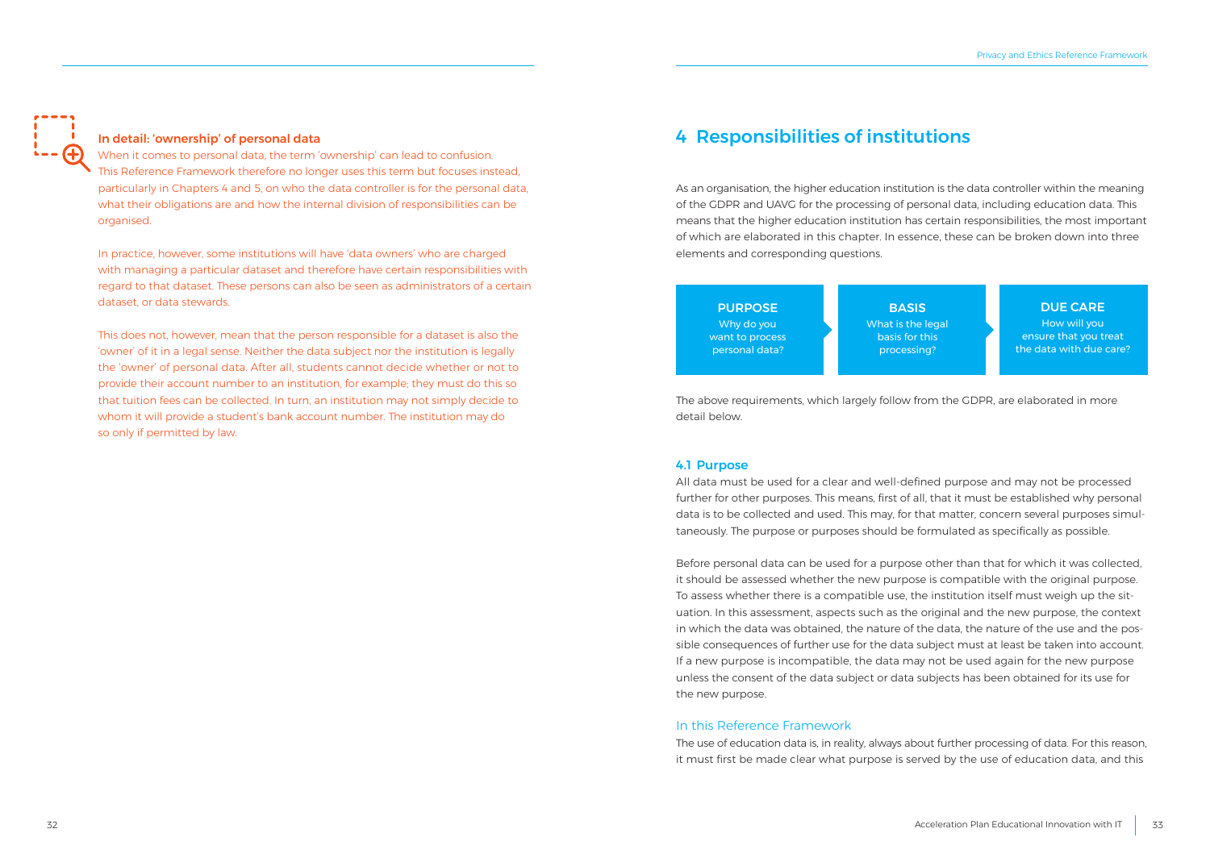### In detail: 'ownership' of personal data

When it comes to personal data, the term 'ownership' can lead to confusion. This Reference Framework therefore no longer uses this term but focuses instead, particularly in Chapters 4 and 5, on who the data controller is for the personal data, what their obligations are and how the internal division of responsibilities can be organised.

In practice, however, some institutions will have 'data owners' who are charged with managing a particular dataset and therefore have certain responsibilities with regard to that dataset. These persons can also be seen as administrators of a certain dataset, or data stewards.

This does not, however, mean that the person responsible for a dataset is also the 'owner' of it in a legal sense. Neither the data subject nor the institution is legally the 'owner' of personal data. After all, students cannot decide whether or not to provide their account number to an institution, for example; they must do this so that tuition fees can be collected. In turn, an institution may not simply decide to whom it will provide a student's bank account number. The institution may do so only if permitted by law.

# 4 Responsibilities of institutions

As an organisation, the higher education institution is the data controller within the meaning of the GDPR and UAVG for the processing of personal data, including education data. This means that the higher education institution has certain responsibilities, the most important of which are elaborated in this chapter. In essence, these can be broken down into three elements and corresponding questions.

| PURPOSE | BASIS | DUE CARE |
| --- | --- | --- |
| Why do you want to process personal data? | What is the legal basis for this processing? | How will you ensure that you treat the data with due care? |

The above requirements, which largely follow from the GDPR, are elaborated in more detail below.

## 4.1 Purpose

All data must be used for a clear and well-defined purpose and may not be processed further for other purposes. This means, first of all, that it must be established why personal data is to be collected and used. This may, for that matter, concern several purposes simultaneously. The purpose or purposes should be formulated as specifically as possible.

Before personal data can be used for a purpose other than that for which it was collected, it should be assessed whether the new purpose is compatible with the original purpose. To assess whether there is a compatible use, the institution itself must weigh up the situation. In this assessment, aspects such as the original and the new purpose, the context in which the data was obtained, the nature of the data, the nature of the use and the possible consequences of further use for the data subject must at least be taken into account. If a new purpose is incompatible, the data may not be used again for the new purpose unless the consent of the data subject or data subjects has been obtained for its use for the new purpose.

### In this Reference Framework

The use of education data is, in reality, always about further processing of data. For this reason, it must first be made clear what purpose is served by the use of education data, and this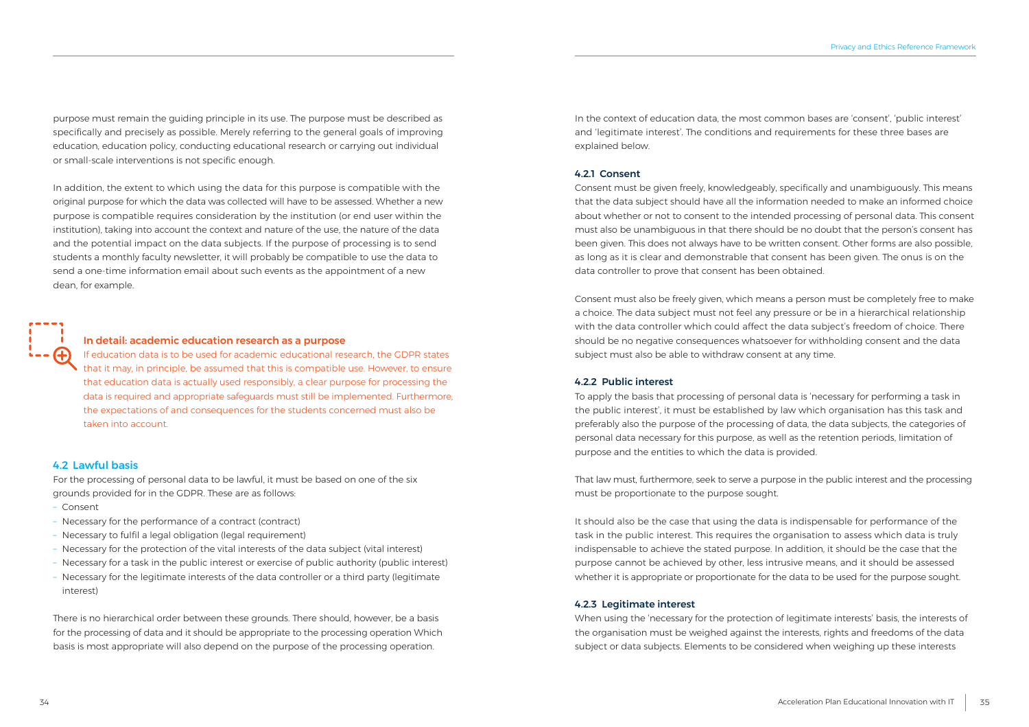purpose must remain the guiding principle in its use. The purpose must be described as specifically and precisely as possible. Merely referring to the general goals of improving education, education policy, conducting educational research or carrying out individual or small-scale interventions is not specific enough.

In addition, the extent to which using the data for this purpose is compatible with the original purpose for which the data was collected will have to be assessed. Whether a new purpose is compatible requires consideration by the institution (or end user within the institution), taking into account the context and nature of the use, the nature of the data and the potential impact on the data subjects. If the purpose of processing is to send students a monthly faculty newsletter, it will probably be compatible to use the data to send a one-time information email about such events as the appointment of a new dean, for example.

**In detail: academic education research as a purpose**

If education data is to be used for academic educational research, the GDPR states that it may, in principle, be assumed that this is compatible use. However, to ensure that education data is actually used responsibly, a clear purpose for processing the data is required and appropriate safeguards must still be implemented. Furthermore, the expectations of and consequences for the students concerned must also be taken into account.

## 4.2 Lawful basis

For the processing of personal data to be lawful, it must be based on one of the six grounds provided for in the GDPR. These are as follows:

- Consent
- Necessary for the performance of a contract (contract)
- Necessary to fulfil a legal obligation (legal requirement)
- Necessary for the protection of the vital interests of the data subject (vital interest)
- Necessary for a task in the public interest or exercise of public authority (public interest)
- Necessary for the legitimate interests of the data controller or a third party (legitimate interest)

There is no hierarchical order between these grounds. There should, however, be a basis for the processing of data and it should be appropriate to the processing operation Which basis is most appropriate will also depend on the purpose of the processing operation.

In the context of education data, the most common bases are 'consent', 'public interest' and 'legitimate interest'. The conditions and requirements for these three bases are explained below.

### 4.2.1 Consent

Consent must be given freely, knowledgeably, specifically and unambiguously. This means that the data subject should have all the information needed to make an informed choice about whether or not to consent to the intended processing of personal data. This consent must also be unambiguous in that there should be no doubt that the person's consent has been given. This does not always have to be written consent. Other forms are also possible, as long as it is clear and demonstrable that consent has been given. The onus is on the data controller to prove that consent has been obtained.

Consent must also be freely given, which means a person must be completely free to make a choice. The data subject must not feel any pressure or be in a hierarchical relationship with the data controller which could affect the data subject's freedom of choice. There should be no negative consequences whatsoever for withholding consent and the data subject must also be able to withdraw consent at any time.

### 4.2.2 Public interest

To apply the basis that processing of personal data is 'necessary for performing a task in the public interest', it must be established by law which organisation has this task and preferably also the purpose of the processing of data, the data subjects, the categories of personal data necessary for this purpose, as well as the retention periods, limitation of purpose and the entities to which the data is provided.

That law must, furthermore, seek to serve a purpose in the public interest and the processing must be proportionate to the purpose sought.

It should also be the case that using the data is indispensable for performance of the task in the public interest. This requires the organisation to assess which data is truly indispensable to achieve the stated purpose. In addition, it should be the case that the purpose cannot be achieved by other, less intrusive means, and it should be assessed whether it is appropriate or proportionate for the data to be used for the purpose sought.

### 4.2.3 Legitimate interest

When using the 'necessary for the protection of legitimate interests' basis, the interests of the organisation must be weighed against the interests, rights and freedoms of the data subject or data subjects. Elements to be considered when weighing up these interests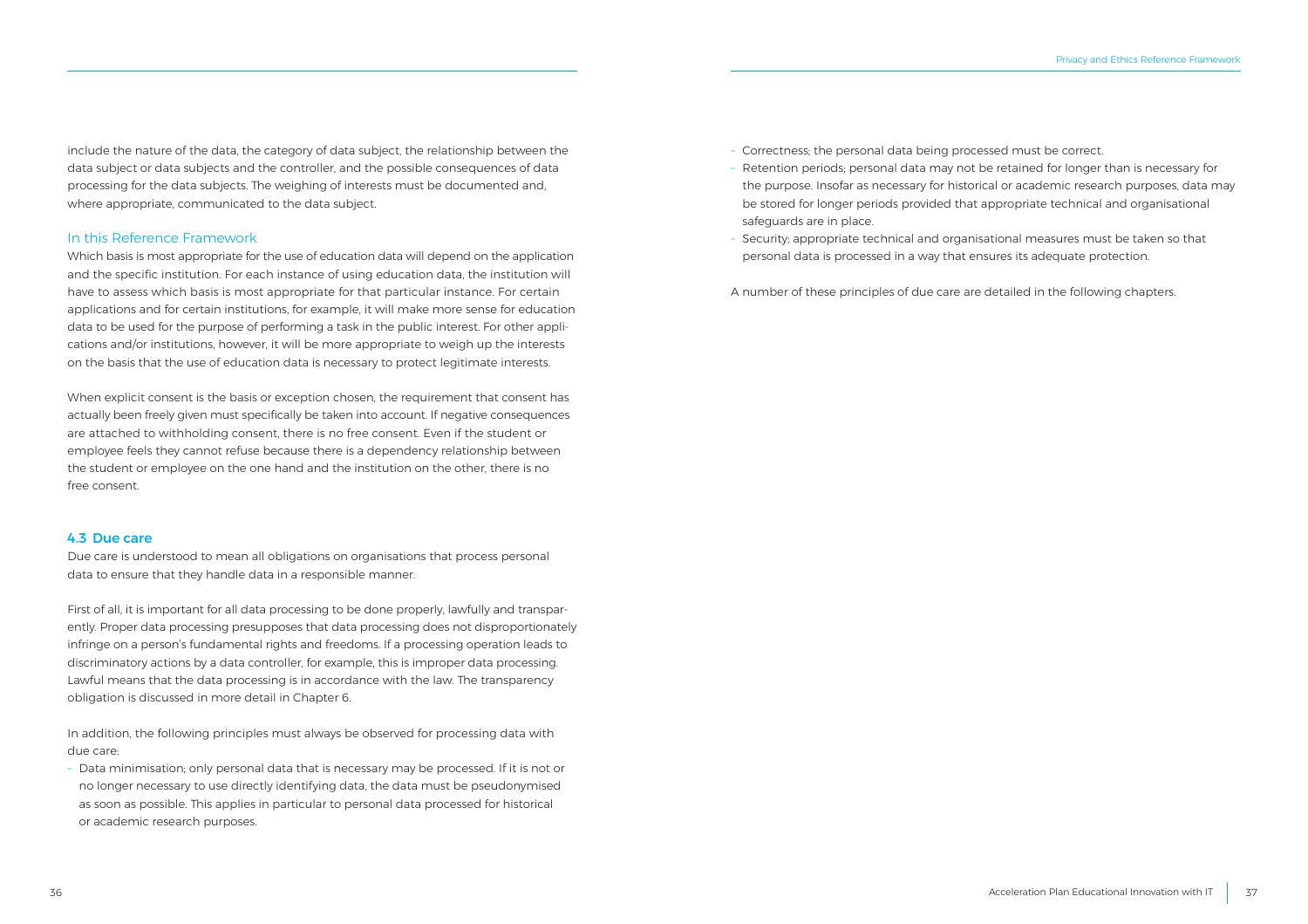include the nature of the data, the category of data subject, the relationship between the data subject or data subjects and the controller, and the possible consequences of data processing for the data subjects. The weighing of interests must be documented and, where appropriate, communicated to the data subject.

### In this Reference Framework

Which basis is most appropriate for the use of education data will depend on the application and the specific institution. For each instance of using education data, the institution will have to assess which basis is most appropriate for that particular instance. For certain applications and for certain institutions, for example, it will make more sense for education data to be used for the purpose of performing a task in the public interest. For other applications and/or institutions, however, it will be more appropriate to weigh up the interests on the basis that the use of education data is necessary to protect legitimate interests.

When explicit consent is the basis or exception chosen, the requirement that consent has actually been freely given must specifically be taken into account. If negative consequences are attached to withholding consent, there is no free consent. Even if the student or employee feels they cannot refuse because there is a dependency relationship between the student or employee on the one hand and the institution on the other, there is no free consent.

## 4.3 Due care

Due care is understood to mean all obligations on organisations that process personal data to ensure that they handle data in a responsible manner.

First of all, it is important for all data processing to be done properly, lawfully and transparently. Proper data processing presupposes that data processing does not disproportionately infringe on a person's fundamental rights and freedoms. If a processing operation leads to discriminatory actions by a data controller, for example, this is improper data processing. Lawful means that the data processing is in accordance with the law. The transparency obligation is discussed in more detail in Chapter 6.

In addition, the following principles must always be observed for processing data with due care:

- Data minimisation; only personal data that is necessary may be processed. If it is not or no longer necessary to use directly identifying data, the data must be pseudonymised as soon as possible. This applies in particular to personal data processed for historical or academic research purposes.
- Correctness; the personal data being processed must be correct.
- Retention periods; personal data may not be retained for longer than is necessary for the purpose. Insofar as necessary for historical or academic research purposes, data may be stored for longer periods provided that appropriate technical and organisational safeguards are in place.
- Security; appropriate technical and organisational measures must be taken so that personal data is processed in a way that ensures its adequate protection.

A number of these principles of due care are detailed in the following chapters.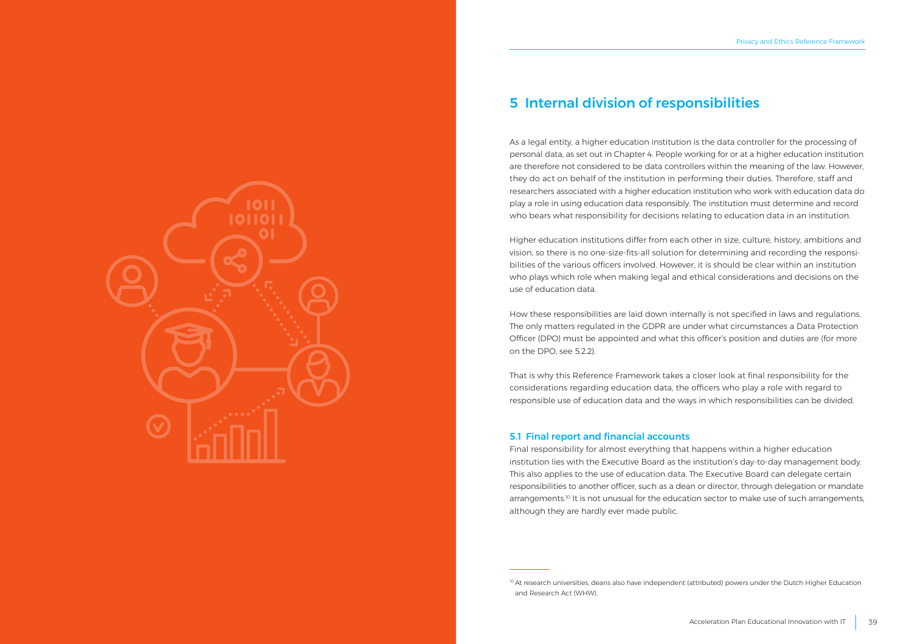# 5 Internal division of responsibilities

As a legal entity, a higher education institution is the data controller for the processing of personal data, as set out in Chapter 4. People working for or at a higher education institution are therefore not considered to be data controllers within the meaning of the law. However, they do act on behalf of the institution in performing their duties. Therefore, staff and researchers associated with a higher education institution who work with education data do play a role in using education data responsibly. The institution must determine and record who bears what responsibility for decisions relating to education data in an institution.

Higher education institutions differ from each other in size, culture, history, ambitions and vision, so there is no one-size-fits-all solution for determining and recording the responsibilities of the various officers involved. However, it is should be clear within an institution who plays which role when making legal and ethical considerations and decisions on the use of education data.

How these responsibilities are laid down internally is not specified in laws and regulations. The only matters regulated in the GDPR are under what circumstances a Data Protection Officer (DPO) must be appointed and what this officer's position and duties are (for more on the DPO, see 5.2.2).

That is why this Reference Framework takes a closer look at final responsibility for the considerations regarding education data, the officers who play a role with regard to responsible use of education data and the ways in which responsibilities can be divided.

## 5.1 Final report and financial accounts

Final responsibility for almost everything that happens within a higher education institution lies with the Executive Board as the institution's day-to-day management body. This also applies to the use of education data. The Executive Board can delegate certain responsibilities to another officer, such as a dean or director, through delegation or mandate arrangements.[10] It is not unusual for the education sector to make use of such arrangements, although they are hardly ever made public.

---

[10] At research universities, deans also have independent (attributed) powers under the Dutch Higher Education and Research Act (WHW).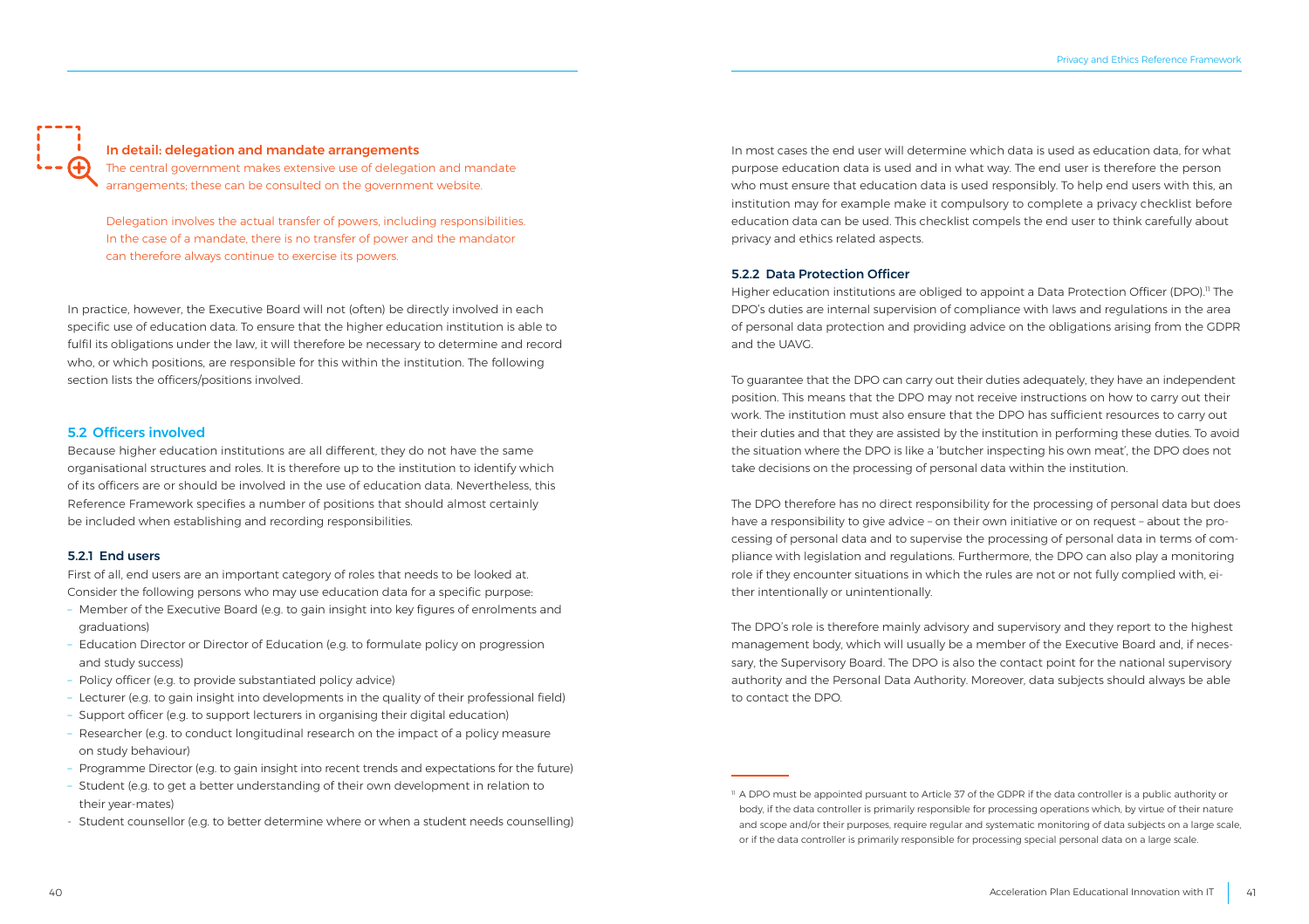**In detail: delegation and mandate arrangements**

The central government makes extensive use of delegation and mandate arrangements; these can be consulted on the government website.

Delegation involves the actual transfer of powers, including responsibilities. In the case of a mandate, there is no transfer of power and the mandator can therefore always continue to exercise its powers.

In practice, however, the Executive Board will not (often) be directly involved in each specific use of education data. To ensure that the higher education institution is able to fulfil its obligations under the law, it will therefore be necessary to determine and record who, or which positions, are responsible for this within the institution. The following section lists the officers/positions involved.

## 5.2 Officers involved

Because higher education institutions are all different, they do not have the same organisational structures and roles. It is therefore up to the institution to identify which of its officers are or should be involved in the use of education data. Nevertheless, this Reference Framework specifies a number of positions that should almost certainly be included when establishing and recording responsibilities.

### 5.2.1 End users

First of all, end users are an important category of roles that needs to be looked at. Consider the following persons who may use education data for a specific purpose:

- Member of the Executive Board (e.g. to gain insight into key figures of enrolments and graduations)
- Education Director or Director of Education (e.g. to formulate policy on progression and study success)
- Policy officer (e.g. to provide substantiated policy advice)
- Lecturer (e.g. to gain insight into developments in the quality of their professional field)
- Support officer (e.g. to support lecturers in organising their digital education)
- Researcher (e.g. to conduct longitudinal research on the impact of a policy measure on study behaviour)
- Programme Director (e.g. to gain insight into recent trends and expectations for the future)
- Student (e.g. to get a better understanding of their own development in relation to their year-mates)
- Student counsellor (e.g. to better determine where or when a student needs counselling)

In most cases the end user will determine which data is used as education data, for what purpose education data is used and in what way. The end user is therefore the person who must ensure that education data is used responsibly. To help end users with this, an institution may for example make it compulsory to complete a privacy checklist before education data can be used. This checklist compels the end user to think carefully about privacy and ethics related aspects.

### 5.2.2 Data Protection Officer

Higher education institutions are obliged to appoint a Data Protection Officer (DPO).[11] The DPO's duties are internal supervision of compliance with laws and regulations in the area of personal data protection and providing advice on the obligations arising from the GDPR and the UAVG.

To guarantee that the DPO can carry out their duties adequately, they have an independent position. This means that the DPO may not receive instructions on how to carry out their work. The institution must also ensure that the DPO has sufficient resources to carry out their duties and that they are assisted by the institution in performing these duties. To avoid the situation where the DPO is like a 'butcher inspecting his own meat', the DPO does not take decisions on the processing of personal data within the institution.

The DPO therefore has no direct responsibility for the processing of personal data but does have a responsibility to give advice – on their own initiative or on request – about the processing of personal data and to supervise the processing of personal data in terms of compliance with legislation and regulations. Furthermore, the DPO can also play a monitoring role if they encounter situations in which the rules are not or not fully complied with, either intentionally or unintentionally.

The DPO's role is therefore mainly advisory and supervisory and they report to the highest management body, which will usually be a member of the Executive Board and, if necessary, the Supervisory Board. The DPO is also the contact point for the national supervisory authority and the Personal Data Authority. Moreover, data subjects should always be able to contact the DPO.

[11] A DPO must be appointed pursuant to Article 37 of the GDPR if the data controller is a public authority or body, if the data controller is primarily responsible for processing operations which, by virtue of their nature and scope and/or their purposes, require regular and systematic monitoring of data subjects on a large scale, or if the data controller is primarily responsible for processing special personal data on a large scale.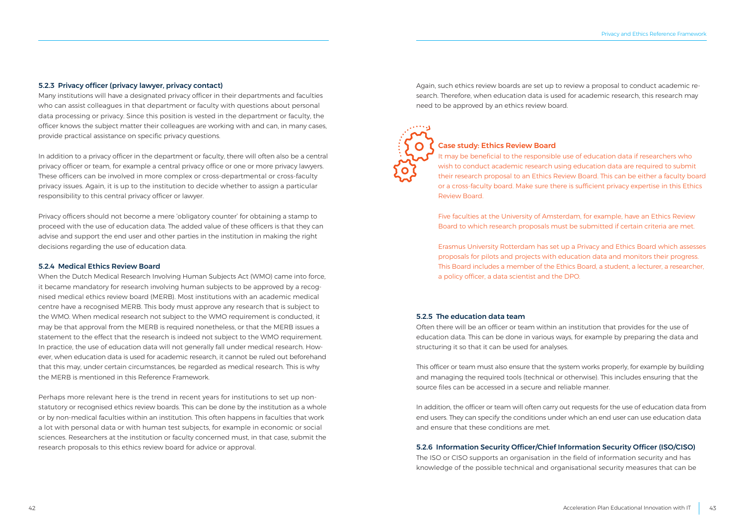### 5.2.3 Privacy officer (privacy lawyer, privacy contact)

Many institutions will have a designated privacy officer in their departments and faculties who can assist colleagues in that department or faculty with questions about personal data processing or privacy. Since this position is vested in the department or faculty, the officer knows the subject matter their colleagues are working with and can, in many cases, provide practical assistance on specific privacy questions.

In addition to a privacy officer in the department or faculty, there will often also be a central privacy officer or team, for example a central privacy office or one or more privacy lawyers. These officers can be involved in more complex or cross-departmental or cross-faculty privacy issues. Again, it is up to the institution to decide whether to assign a particular responsibility to this central privacy officer or lawyer.

Privacy officers should not become a mere 'obligatory counter' for obtaining a stamp to proceed with the use of education data. The added value of these officers is that they can advise and support the end user and other parties in the institution in making the right decisions regarding the use of education data.

### 5.2.4 Medical Ethics Review Board

When the Dutch Medical Research Involving Human Subjects Act (WMO) came into force, it became mandatory for research involving human subjects to be approved by a recognised medical ethics review board (MERB). Most institutions with an academic medical centre have a recognised MERB. This body must approve any research that is subject to the WMO. When medical research not subject to the WMO requirement is conducted, it may be that approval from the MERB is required nonetheless, or that the MERB issues a statement to the effect that the research is indeed not subject to the WMO requirement. In practice, the use of education data will not generally fall under medical research. However, when education data is used for academic research, it cannot be ruled out beforehand that this may, under certain circumstances, be regarded as medical research. This is why the MERB is mentioned in this Reference Framework.

Perhaps more relevant here is the trend in recent years for institutions to set up non-statutory or recognised ethics review boards. This can be done by the institution as a whole or by non-medical faculties within an institution. This often happens in faculties that work a lot with personal data or with human test subjects, for example in economic or social sciences. Researchers at the institution or faculty concerned must, in that case, submit the research proposals to this ethics review board for advice or approval.

Again, such ethics review boards are set up to review a proposal to conduct academic research. Therefore, when education data is used for academic research, this research may need to be approved by an ethics review board.

#### Case study: Ethics Review Board

It may be beneficial to the responsible use of education data if researchers who wish to conduct academic research using education data are required to submit their research proposal to an Ethics Review Board. This can be either a faculty board or a cross-faculty board. Make sure there is sufficient privacy expertise in this Ethics Review Board.

Five faculties at the University of Amsterdam, for example, have an Ethics Review Board to which research proposals must be submitted if certain criteria are met.

Erasmus University Rotterdam has set up a Privacy and Ethics Board which assesses proposals for pilots and projects with education data and monitors their progress. This Board includes a member of the Ethics Board, a student, a lecturer, a researcher, a policy officer, a data scientist and the DPO.

### 5.2.5 The education data team

Often there will be an officer or team within an institution that provides for the use of education data. This can be done in various ways, for example by preparing the data and structuring it so that it can be used for analyses.

This officer or team must also ensure that the system works properly, for example by building and managing the required tools (technical or otherwise). This includes ensuring that the source files can be accessed in a secure and reliable manner.

In addition, the officer or team will often carry out requests for the use of education data from end users. They can specify the conditions under which an end user can use education data and ensure that these conditions are met.

### 5.2.6 Information Security Officer/Chief Information Security Officer (ISO/CISO)

The ISO or CISO supports an organisation in the field of information security and has knowledge of the possible technical and organisational security measures that can be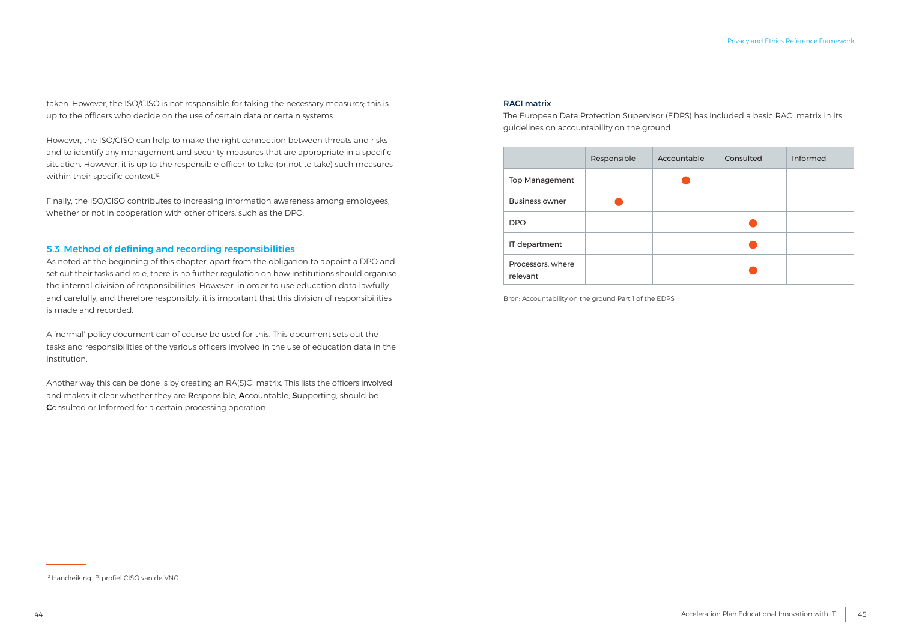taken. However, the ISO/CISO is not responsible for taking the necessary measures; this is up to the officers who decide on the use of certain data or certain systems.

However, the ISO/CISO can help to make the right connection between threats and risks and to identify any management and security measures that are appropriate in a specific situation. However, it is up to the responsible officer to take (or not to take) such measures within their specific context.[12]

Finally, the ISO/CISO contributes to increasing information awareness among employees, whether or not in cooperation with other officers, such as the DPO.

## 5.3 Method of defining and recording responsibilities

As noted at the beginning of this chapter, apart from the obligation to appoint a DPO and set out their tasks and role, there is no further regulation on how institutions should organise the internal division of responsibilities. However, in order to use education data lawfully and carefully, and therefore responsibly, it is important that this division of responsibilities is made and recorded.

A 'normal' policy document can of course be used for this. This document sets out the tasks and responsibilities of the various officers involved in the use of education data in the institution.

Another way this can be done is by creating an RA(S)CI matrix. This lists the officers involved and makes it clear whether they are **R**esponsible, **A**ccountable, **S**upporting, should be **C**onsulted or Informed for a certain processing operation.

[12] Handreiking IB profiel CISO van de VNG.

**RACI matrix**

The European Data Protection Supervisor (EDPS) has included a basic RACI matrix in its guidelines on accountability on the ground.

| | Responsible | Accountable | Consulted | Informed |
|---|---|---|---|---|
| Top Management | | ● | | |
| Business owner | ● | | | |
| DPO | | | ● | |
| IT department | | | ● | |
| Processors, where relevant | | | ● | |

Bron: Accountability on the ground Part 1 of the EDPS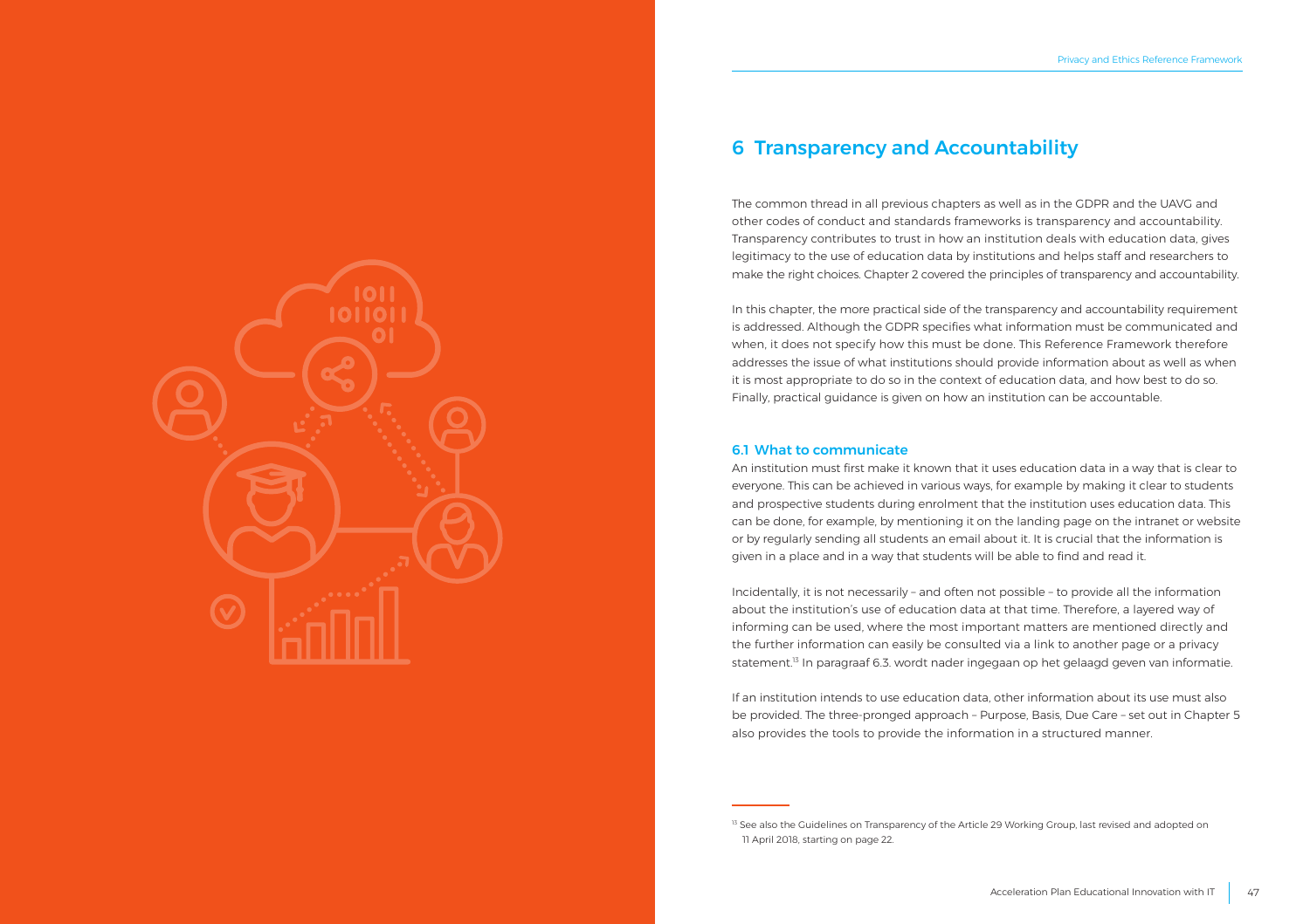# 6 Transparency and Accountability

The common thread in all previous chapters as well as in the GDPR and the UAVG and other codes of conduct and standards frameworks is transparency and accountability. Transparency contributes to trust in how an institution deals with education data, gives legitimacy to the use of education data by institutions and helps staff and researchers to make the right choices. Chapter 2 covered the principles of transparency and accountability.

In this chapter, the more practical side of the transparency and accountability requirement is addressed. Although the GDPR specifies what information must be communicated and when, it does not specify how this must be done. This Reference Framework therefore addresses the issue of what institutions should provide information about as well as when it is most appropriate to do so in the context of education data, and how best to do so. Finally, practical guidance is given on how an institution can be accountable.

## 6.1 What to communicate

An institution must first make it known that it uses education data in a way that is clear to everyone. This can be achieved in various ways, for example by making it clear to students and prospective students during enrolment that the institution uses education data. This can be done, for example, by mentioning it on the landing page on the intranet or website or by regularly sending all students an email about it. It is crucial that the information is given in a place and in a way that students will be able to find and read it.

Incidentally, it is not necessarily – and often not possible – to provide all the information about the institution's use of education data at that time. Therefore, a layered way of informing can be used, where the most important matters are mentioned directly and the further information can easily be consulted via a link to another page or a privacy statement.[13] In paragraaf 6.3. wordt nader ingegaan op het gelaagd geven van informatie.

If an institution intends to use education data, other information about its use must also be provided. The three-pronged approach – Purpose, Basis, Due Care – set out in Chapter 5 also provides the tools to provide the information in a structured manner.

[13] See also the Guidelines on Transparency of the Article 29 Working Group, last revised and adopted on 11 April 2018, starting on page 22.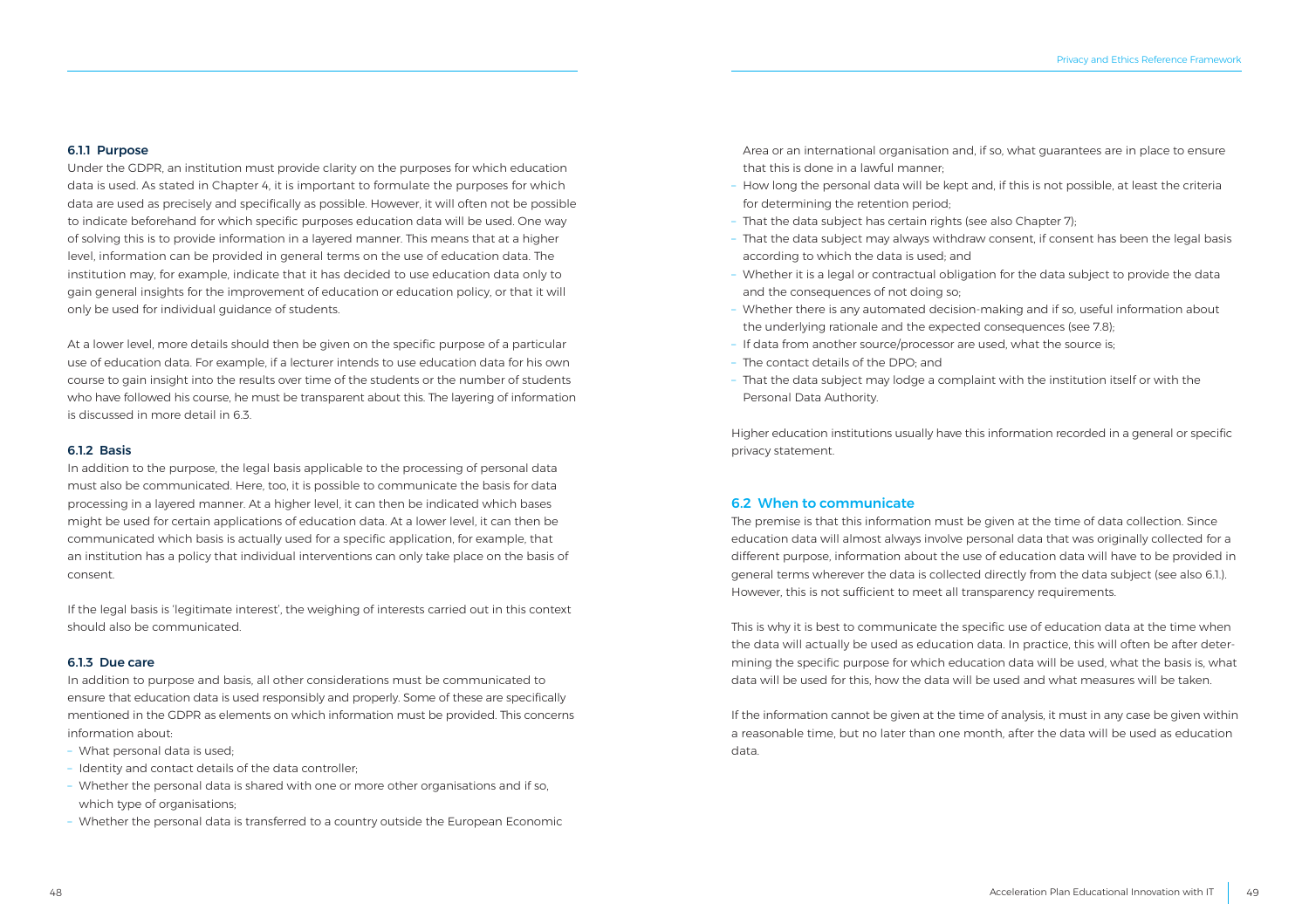### 6.1.1 Purpose

Under the GDPR, an institution must provide clarity on the purposes for which education data is used. As stated in Chapter 4, it is important to formulate the purposes for which data are used as precisely and specifically as possible. However, it will often not be possible to indicate beforehand for which specific purposes education data will be used. One way of solving this is to provide information in a layered manner. This means that at a higher level, information can be provided in general terms on the use of education data. The institution may, for example, indicate that it has decided to use education data only to gain general insights for the improvement of education or education policy, or that it will only be used for individual guidance of students.

At a lower level, more details should then be given on the specific purpose of a particular use of education data. For example, if a lecturer intends to use education data for his own course to gain insight into the results over time of the students or the number of students who have followed his course, he must be transparent about this. The layering of information is discussed in more detail in 6.3.

### 6.1.2 Basis

In addition to the purpose, the legal basis applicable to the processing of personal data must also be communicated. Here, too, it is possible to communicate the basis for data processing in a layered manner. At a higher level, it can then be indicated which bases might be used for certain applications of education data. At a lower level, it can then be communicated which basis is actually used for a specific application, for example, that an institution has a policy that individual interventions can only take place on the basis of consent.

If the legal basis is 'legitimate interest', the weighing of interests carried out in this context should also be communicated.

### 6.1.3 Due care

In addition to purpose and basis, all other considerations must be communicated to ensure that education data is used responsibly and properly. Some of these are specifically mentioned in the GDPR as elements on which information must be provided. This concerns information about:

- What personal data is used;
- Identity and contact details of the data controller;
- Whether the personal data is shared with one or more other organisations and if so, which type of organisations;
- Whether the personal data is transferred to a country outside the European Economic Area or an international organisation and, if so, what guarantees are in place to ensure that this is done in a lawful manner;
- How long the personal data will be kept and, if this is not possible, at least the criteria for determining the retention period;
- That the data subject has certain rights (see also Chapter 7);
- That the data subject may always withdraw consent, if consent has been the legal basis according to which the data is used; and
- Whether it is a legal or contractual obligation for the data subject to provide the data and the consequences of not doing so;
- Whether there is any automated decision-making and if so, useful information about the underlying rationale and the expected consequences (see 7.8);
- If data from another source/processor are used, what the source is;
- The contact details of the DPO; and
- That the data subject may lodge a complaint with the institution itself or with the Personal Data Authority.

Higher education institutions usually have this information recorded in a general or specific privacy statement.

## 6.2 When to communicate

The premise is that this information must be given at the time of data collection. Since education data will almost always involve personal data that was originally collected for a different purpose, information about the use of education data will have to be provided in general terms wherever the data is collected directly from the data subject (see also 6.1.). However, this is not sufficient to meet all transparency requirements.

This is why it is best to communicate the specific use of education data at the time when the data will actually be used as education data. In practice, this will often be after determining the specific purpose for which education data will be used, what the basis is, what data will be used for this, how the data will be used and what measures will be taken.

If the information cannot be given at the time of analysis, it must in any case be given within a reasonable time, but no later than one month, after the data will be used as education data.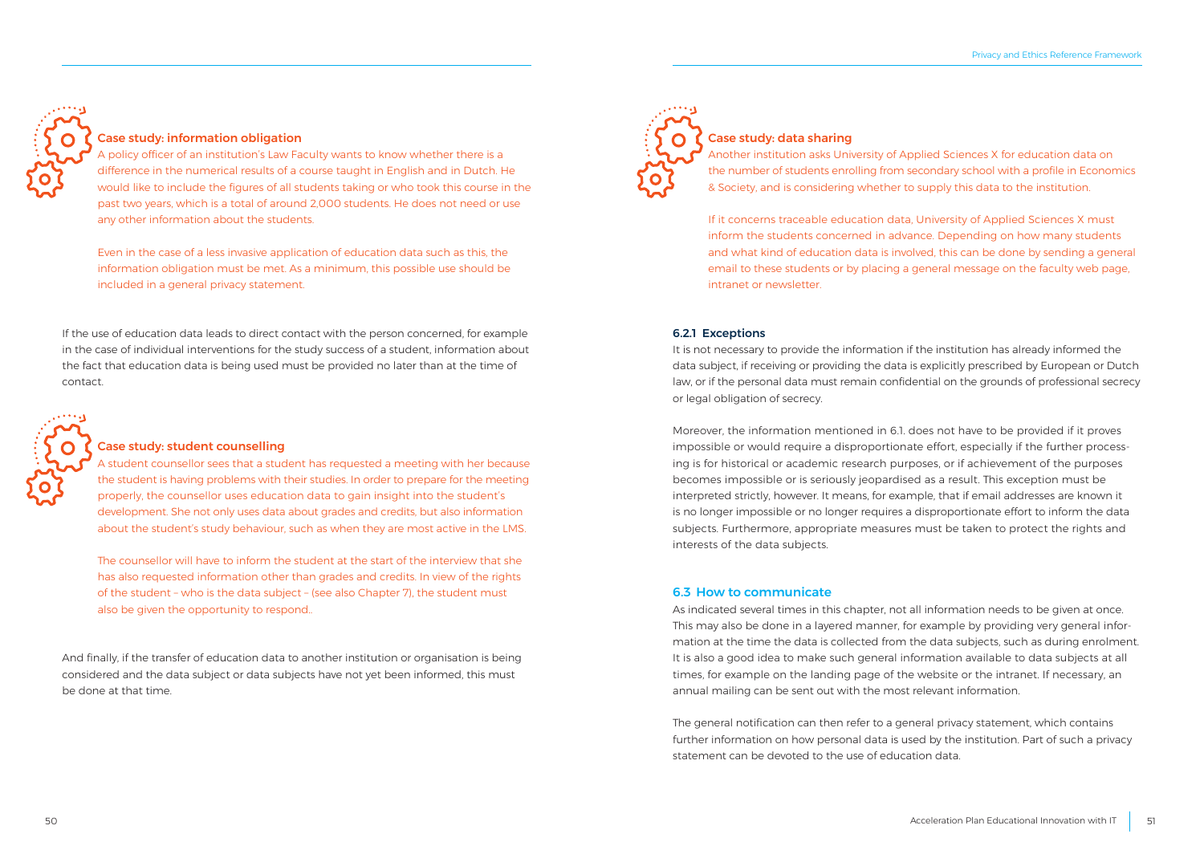### Case study: information obligation

A policy officer of an institution's Law Faculty wants to know whether there is a difference in the numerical results of a course taught in English and in Dutch. He would like to include the figures of all students taking or who took this course in the past two years, which is a total of around 2,000 students. He does not need or use any other information about the students.

Even in the case of a less invasive application of education data such as this, the information obligation must be met. As a minimum, this possible use should be included in a general privacy statement.

If the use of education data leads to direct contact with the person concerned, for example in the case of individual interventions for the study success of a student, information about the fact that education data is being used must be provided no later than at the time of contact.

### Case study: student counselling

A student counsellor sees that a student has requested a meeting with her because the student is having problems with their studies. In order to prepare for the meeting properly, the counsellor uses education data to gain insight into the student's development. She not only uses data about grades and credits, but also information about the student's study behaviour, such as when they are most active in the LMS.

The counsellor will have to inform the student at the start of the interview that she has also requested information other than grades and credits. In view of the rights of the student – who is the data subject – (see also Chapter 7), the student must also be given the opportunity to respond..

And finally, if the transfer of education data to another institution or organisation is being considered and the data subject or data subjects have not yet been informed, this must be done at that time.

### Case study: data sharing

Another institution asks University of Applied Sciences X for education data on the number of students enrolling from secondary school with a profile in Economics & Society, and is considering whether to supply this data to the institution.

If it concerns traceable education data, University of Applied Sciences X must inform the students concerned in advance. Depending on how many students and what kind of education data is involved, this can be done by sending a general email to these students or by placing a general message on the faculty web page, intranet or newsletter.

### 6.2.1 Exceptions

It is not necessary to provide the information if the institution has already informed the data subject, if receiving or providing the data is explicitly prescribed by European or Dutch law, or if the personal data must remain confidential on the grounds of professional secrecy or legal obligation of secrecy.

Moreover, the information mentioned in 6.1. does not have to be provided if it proves impossible or would require a disproportionate effort, especially if the further processing is for historical or academic research purposes, or if achievement of the purposes becomes impossible or is seriously jeopardised as a result. This exception must be interpreted strictly, however. It means, for example, that if email addresses are known it is no longer impossible or no longer requires a disproportionate effort to inform the data subjects. Furthermore, appropriate measures must be taken to protect the rights and interests of the data subjects.

## 6.3 How to communicate

As indicated several times in this chapter, not all information needs to be given at once. This may also be done in a layered manner, for example by providing very general information at the time the data is collected from the data subjects, such as during enrolment. It is also a good idea to make such general information available to data subjects at all times, for example on the landing page of the website or the intranet. If necessary, an annual mailing can be sent out with the most relevant information.

The general notification can then refer to a general privacy statement, which contains further information on how personal data is used by the institution. Part of such a privacy statement can be devoted to the use of education data.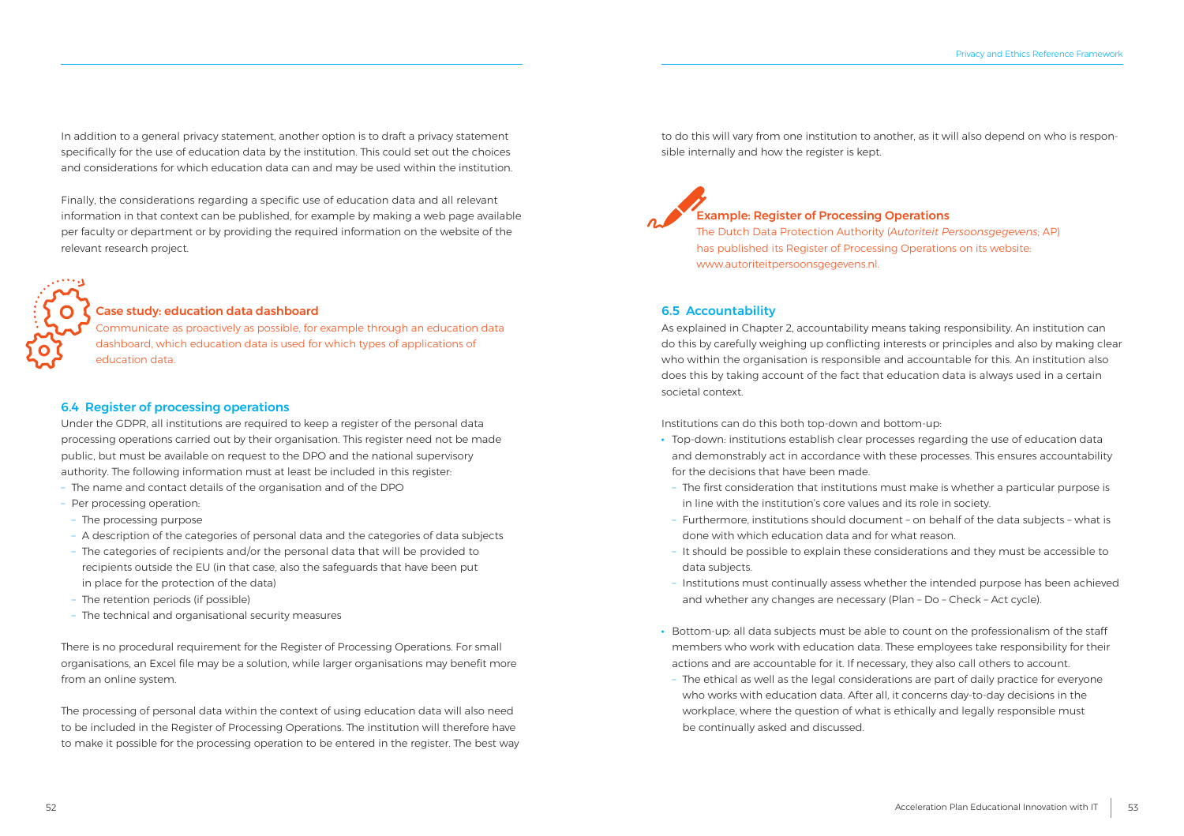In addition to a general privacy statement, another option is to draft a privacy statement specifically for the use of education data by the institution. This could set out the choices and considerations for which education data can and may be used within the institution.

Finally, the considerations regarding a specific use of education data and all relevant information in that context can be published, for example by making a web page available per faculty or department or by providing the required information on the website of the relevant research project.

**Case study: education data dashboard**

Communicate as proactively as possible, for example through an education data dashboard, which education data is used for which types of applications of education data.

### 6.4 Register of processing operations

Under the GDPR, all institutions are required to keep a register of the personal data processing operations carried out by their organisation. This register need not be made public, but must be available on request to the DPO and the national supervisory authority. The following information must at least be included in this register:

- The name and contact details of the organisation and of the DPO
- Per processing operation:
  - The processing purpose
  - A description of the categories of personal data and the categories of data subjects
  - The categories of recipients and/or the personal data that will be provided to recipients outside the EU (in that case, also the safeguards that have been put in place for the protection of the data)
  - The retention periods (if possible)
  - The technical and organisational security measures

There is no procedural requirement for the Register of Processing Operations. For small organisations, an Excel file may be a solution, while larger organisations may benefit more from an online system.

The processing of personal data within the context of using education data will also need to be included in the Register of Processing Operations. The institution will therefore have to make it possible for the processing operation to be entered in the register. The best way to do this will vary from one institution to another, as it will also depend on who is responsible internally and how the register is kept.

**Example: Register of Processing Operations**

The Dutch Data Protection Authority (*Autoriteit Persoonsgegevens*; AP) has published its Register of Processing Operations on its website: www.autoriteitpersoonsgegevens.nl.

### 6.5 Accountability

As explained in Chapter 2, accountability means taking responsibility. An institution can do this by carefully weighing up conflicting interests or principles and also by making clear who within the organisation is responsible and accountable for this. An institution also does this by taking account of the fact that education data is always used in a certain societal context.

Institutions can do this both top-down and bottom-up:

- Top-down: institutions establish clear processes regarding the use of education data and demonstrably act in accordance with these processes. This ensures accountability for the decisions that have been made.
  - The first consideration that institutions must make is whether a particular purpose is in line with the institution's core values and its role in society.
  - Furthermore, institutions should document – on behalf of the data subjects – what is done with which education data and for what reason.
  - It should be possible to explain these considerations and they must be accessible to data subjects.
  - Institutions must continually assess whether the intended purpose has been achieved and whether any changes are necessary (Plan – Do – Check – Act cycle).

- Bottom-up: all data subjects must be able to count on the professionalism of the staff members who work with education data. These employees take responsibility for their actions and are accountable for it. If necessary, they also call others to account.
  - The ethical as well as the legal considerations are part of daily practice for everyone who works with education data. After all, it concerns day-to-day decisions in the workplace, where the question of what is ethically and legally responsible must be continually asked and discussed.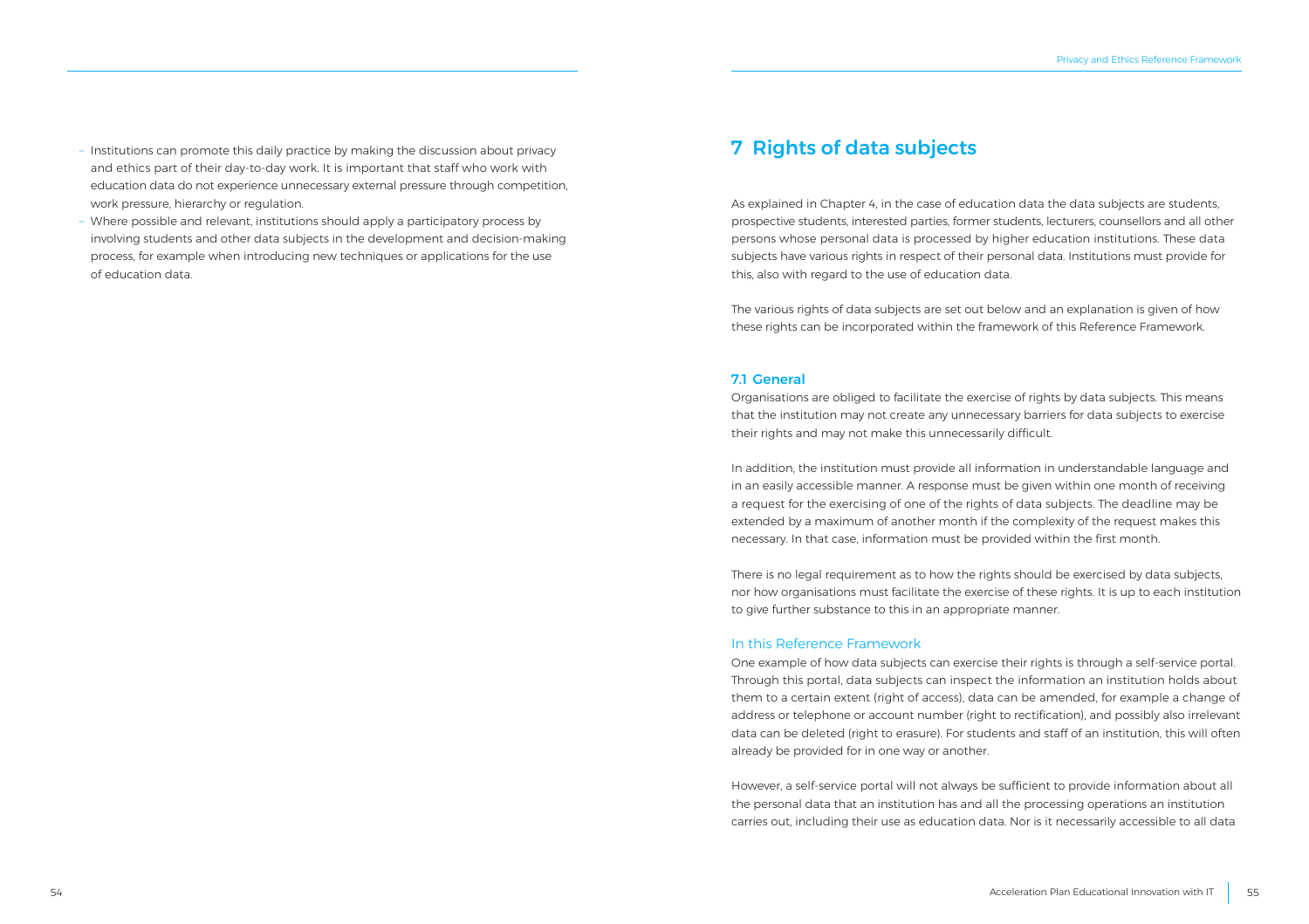- Institutions can promote this daily practice by making the discussion about privacy and ethics part of their day-to-day work. It is important that staff who work with education data do not experience unnecessary external pressure through competition, work pressure, hierarchy or regulation.
- Where possible and relevant, institutions should apply a participatory process by involving students and other data subjects in the development and decision-making process, for example when introducing new techniques or applications for the use of education data.

# 7 Rights of data subjects

As explained in Chapter 4, in the case of education data the data subjects are students, prospective students, interested parties, former students, lecturers, counsellors and all other persons whose personal data is processed by higher education institutions. These data subjects have various rights in respect of their personal data. Institutions must provide for this, also with regard to the use of education data.

The various rights of data subjects are set out below and an explanation is given of how these rights can be incorporated within the framework of this Reference Framework.

## 7.1 General

Organisations are obliged to facilitate the exercise of rights by data subjects. This means that the institution may not create any unnecessary barriers for data subjects to exercise their rights and may not make this unnecessarily difficult.

In addition, the institution must provide all information in understandable language and in an easily accessible manner. A response must be given within one month of receiving a request for the exercising of one of the rights of data subjects. The deadline may be extended by a maximum of another month if the complexity of the request makes this necessary. In that case, information must be provided within the first month.

There is no legal requirement as to how the rights should be exercised by data subjects, nor how organisations must facilitate the exercise of these rights. It is up to each institution to give further substance to this in an appropriate manner.

### In this Reference Framework

One example of how data subjects can exercise their rights is through a self-service portal. Through this portal, data subjects can inspect the information an institution holds about them to a certain extent (right of access), data can be amended, for example a change of address or telephone or account number (right to rectification), and possibly also irrelevant data can be deleted (right to erasure). For students and staff of an institution, this will often already be provided for in one way or another.

However, a self-service portal will not always be sufficient to provide information about all the personal data that an institution has and all the processing operations an institution carries out, including their use as education data. Nor is it necessarily accessible to all data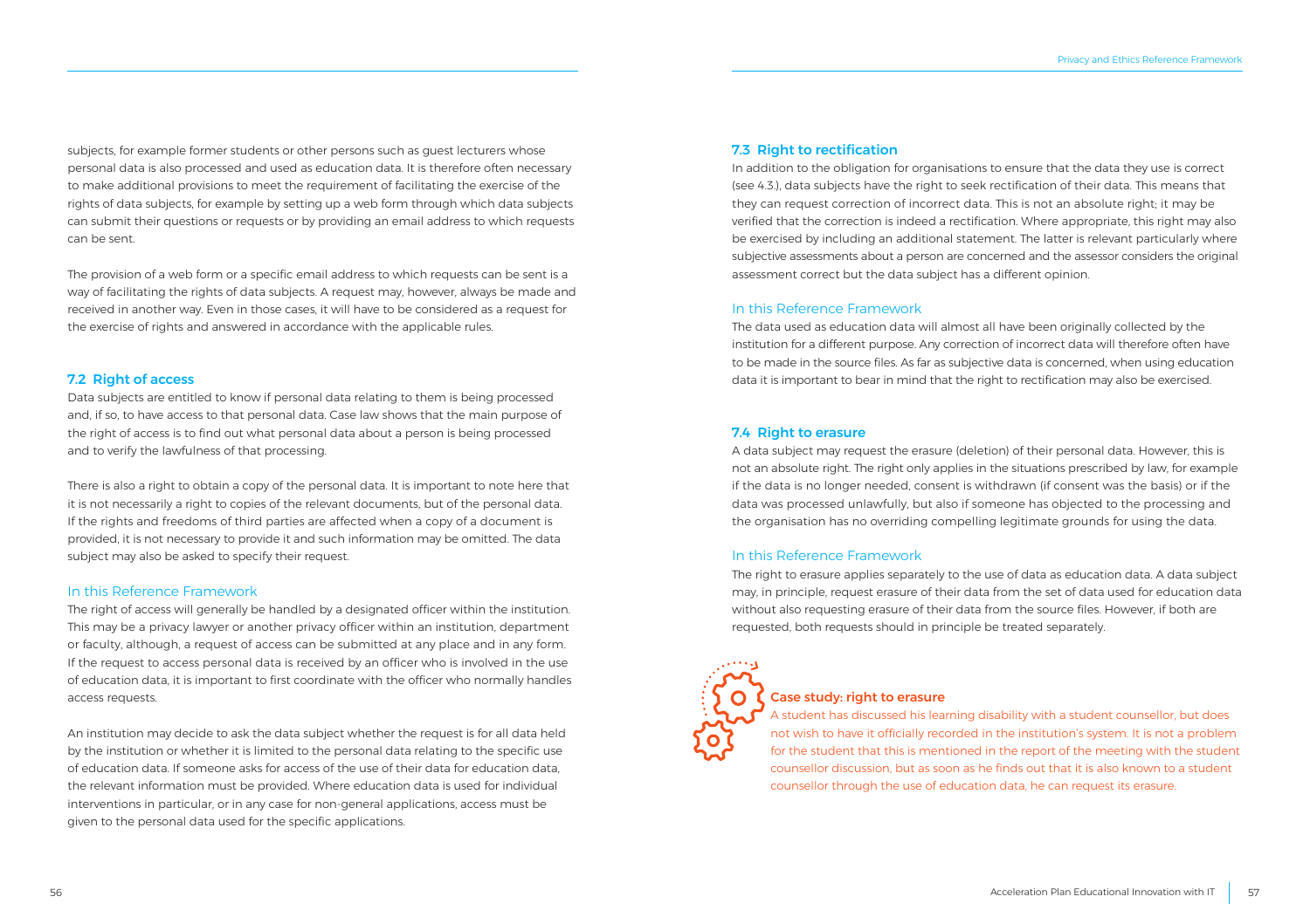subjects, for example former students or other persons such as guest lecturers whose personal data is also processed and used as education data. It is therefore often necessary to make additional provisions to meet the requirement of facilitating the exercise of the rights of data subjects, for example by setting up a web form through which data subjects can submit their questions or requests or by providing an email address to which requests can be sent.

The provision of a web form or a specific email address to which requests can be sent is a way of facilitating the rights of data subjects. A request may, however, always be made and received in another way. Even in those cases, it will have to be considered as a request for the exercise of rights and answered in accordance with the applicable rules.

## 7.2 Right of access

Data subjects are entitled to know if personal data relating to them is being processed and, if so, to have access to that personal data. Case law shows that the main purpose of the right of access is to find out what personal data about a person is being processed and to verify the lawfulness of that processing.

There is also a right to obtain a copy of the personal data. It is important to note here that it is not necessarily a right to copies of the relevant documents, but of the personal data. If the rights and freedoms of third parties are affected when a copy of a document is provided, it is not necessary to provide it and such information may be omitted. The data subject may also be asked to specify their request.

### In this Reference Framework

The right of access will generally be handled by a designated officer within the institution. This may be a privacy lawyer or another privacy officer within an institution, department or faculty, although, a request of access can be submitted at any place and in any form. If the request to access personal data is received by an officer who is involved in the use of education data, it is important to first coordinate with the officer who normally handles access requests.

An institution may decide to ask the data subject whether the request is for all data held by the institution or whether it is limited to the personal data relating to the specific use of education data. If someone asks for access of the use of their data for education data, the relevant information must be provided. Where education data is used for individual interventions in particular, or in any case for non-general applications, access must be given to the personal data used for the specific applications.

## 7.3 Right to rectification

In addition to the obligation for organisations to ensure that the data they use is correct (see 4.3.), data subjects have the right to seek rectification of their data. This means that they can request correction of incorrect data. This is not an absolute right; it may be verified that the correction is indeed a rectification. Where appropriate, this right may also be exercised by including an additional statement. The latter is relevant particularly where subjective assessments about a person are concerned and the assessor considers the original assessment correct but the data subject has a different opinion.

### In this Reference Framework

The data used as education data will almost all have been originally collected by the institution for a different purpose. Any correction of incorrect data will therefore often have to be made in the source files. As far as subjective data is concerned, when using education data it is important to bear in mind that the right to rectification may also be exercised.

## 7.4 Right to erasure

A data subject may request the erasure (deletion) of their personal data. However, this is not an absolute right. The right only applies in the situations prescribed by law, for example if the data is no longer needed, consent is withdrawn (if consent was the basis) or if the data was processed unlawfully, but also if someone has objected to the processing and the organisation has no overriding compelling legitimate grounds for using the data.

### In this Reference Framework

The right to erasure applies separately to the use of data as education data. A data subject may, in principle, request erasure of their data from the set of data used for education data without also requesting erasure of their data from the source files. However, if both are requested, both requests should in principle be treated separately.

**Case study: right to erasure**

A student has discussed his learning disability with a student counsellor, but does not wish to have it officially recorded in the institution's system. It is not a problem for the student that this is mentioned in the report of the meeting with the student counsellor discussion, but as soon as he finds out that it is also known to a student counsellor through the use of education data, he can request its erasure.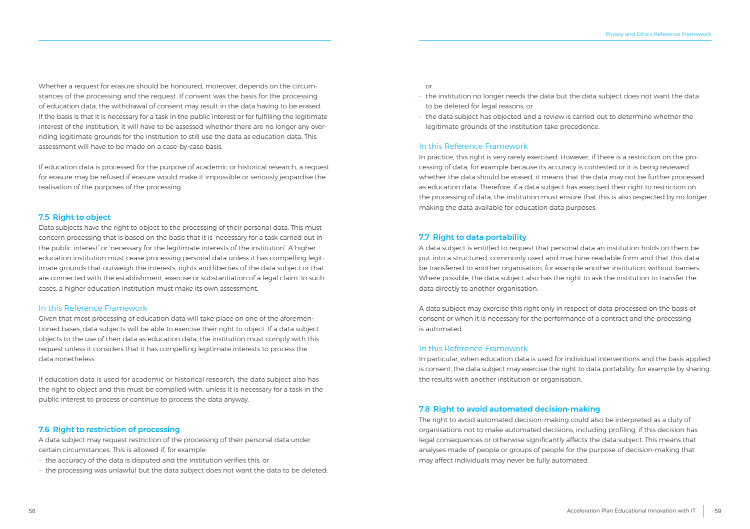Whether a request for erasure should be honoured, moreover, depends on the circumstances of the processing and the request. If consent was the basis for the processing of education data, the withdrawal of consent may result in the data having to be erased. If the basis is that it is necessary for a task in the public interest or for fulfilling the legitimate interest of the institution, it will have to be assessed whether there are no longer any overriding legitimate grounds for the institution to still use the data as education data. This assessment will have to be made on a case-by-case basis.

If education data is processed for the purpose of academic or historical research, a request for erasure may be refused if erasure would make it impossible or seriously jeopardise the realisation of the purposes of the processing.

### 7.5 Right to object

Data subjects have the right to object to the processing of their personal data. This must concern processing that is based on the basis that it is 'necessary for a task carried out in the public interest' or 'necessary for the legitimate interests of the institution'. A higher education institution must cease processing personal data unless it has compelling legitimate grounds that outweigh the interests, rights and liberties of the data subject or that are connected with the establishment, exercise or substantiation of a legal claim. In such cases, a higher education institution must make its own assessment.

#### In this Reference Framework

Given that most processing of education data will take place on one of the aforementioned bases, data subjects will be able to exercise their right to object. If a data subject objects to the use of their data as education data, the institution must comply with this request unless it considers that it has compelling legitimate interests to process the data nonetheless.

If education data is used for academic or historical research, the data subject also has the right to object and this must be complied with, unless it is necessary for a task in the public interest to process or continue to process the data anyway.

### 7.6 Right to restriction of processing

A data subject may request restriction of the processing of their personal data under certain circumstances. This is allowed if, for example:

- the accuracy of the data is disputed and the institution verifies this; or
- the processing was unlawful but the data subject does not want the data to be deleted; or
- the institution no longer needs the data but the data subject does not want the data to be deleted for legal reasons; or
- the data subject has objected and a review is carried out to determine whether the legitimate grounds of the institution take precedence.

#### In this Reference Framework

In practice, this right is very rarely exercised. However, if there is a restriction on the processing of data, for example because its accuracy is contested or it is being reviewed whether the data should be erased, it means that the data may not be further processed as education data. Therefore, if a data subject has exercised their right to restriction on the processing of data, the institution must ensure that this is also respected by no longer making the data available for education data purposes.

### 7.7 Right to data portability

A data subject is entitled to request that personal data an institution holds on them be put into a structured, commonly used and machine-readable form and that this data be transferred to another organisation, for example another institution, without barriers. Where possible, the data subject also has the right to ask the institution to transfer the data directly to another organisation.

A data subject may exercise this right only in respect of data processed on the basis of consent or when it is necessary for the performance of a contract and the processing is automated.

#### In this Reference Framework

In particular, when education data is used for individual interventions and the basis applied is consent, the data subject may exercise the right to data portability, for example by sharing the results with another institution or organisation.

### 7.8 Right to avoid automated decision-making

The right to avoid automated decision-making could also be interpreted as a duty of organisations not to make automated decisions, including profiling, if this decision has legal consequences or otherwise significantly affects the data subject. This means that analyses made of people or groups of people for the purpose of decision-making that may affect individuals may never be fully automated.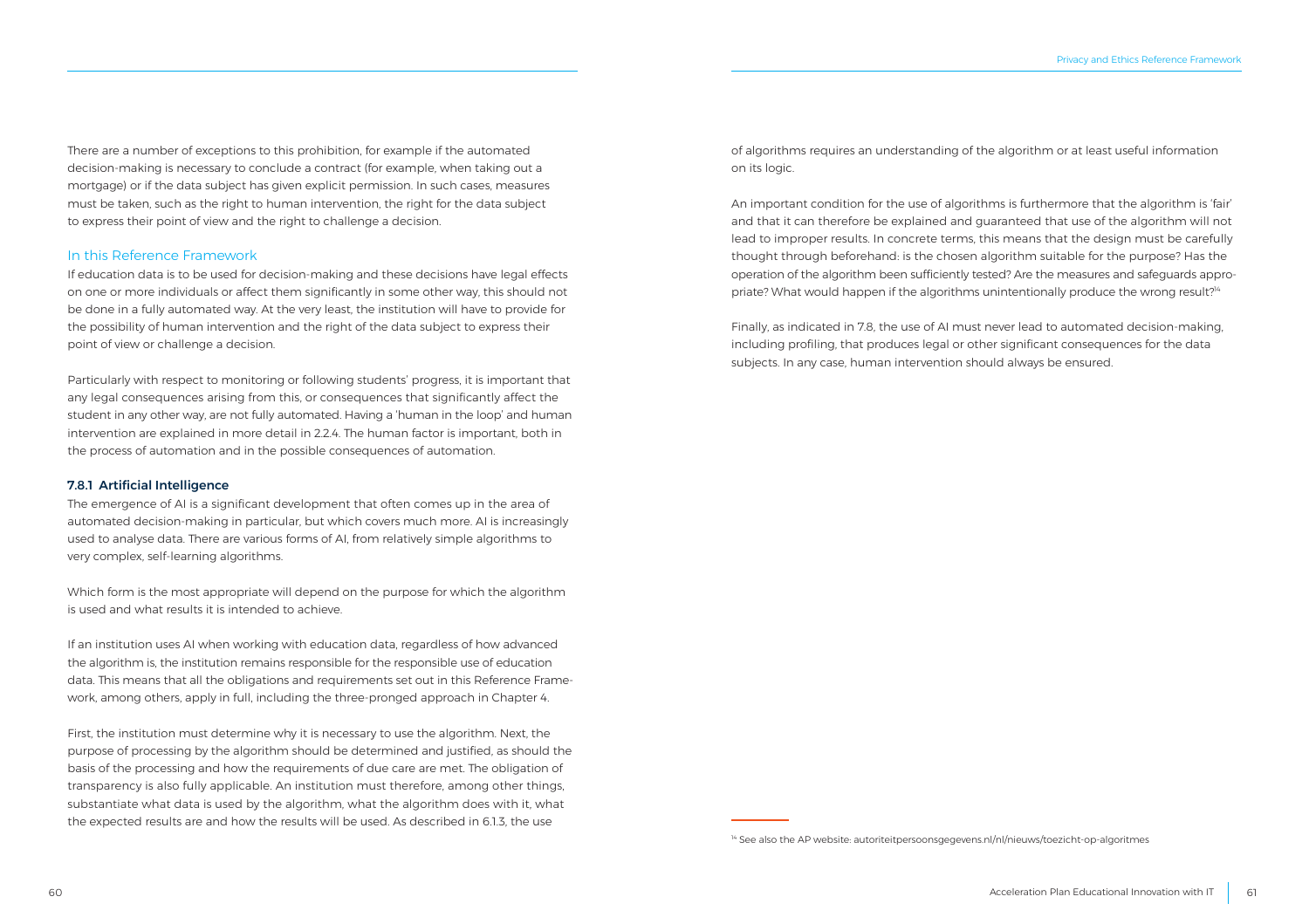There are a number of exceptions to this prohibition, for example if the automated decision-making is necessary to conclude a contract (for example, when taking out a mortgage) or if the data subject has given explicit permission. In such cases, measures must be taken, such as the right to human intervention, the right for the data subject to express their point of view and the right to challenge a decision.

## In this Reference Framework

If education data is to be used for decision-making and these decisions have legal effects on one or more individuals or affect them significantly in some other way, this should not be done in a fully automated way. At the very least, the institution will have to provide for the possibility of human intervention and the right of the data subject to express their point of view or challenge a decision.

Particularly with respect to monitoring or following students' progress, it is important that any legal consequences arising from this, or consequences that significantly affect the student in any other way, are not fully automated. Having a 'human in the loop' and human intervention are explained in more detail in 2.2.4. The human factor is important, both in the process of automation and in the possible consequences of automation.

### 7.8.1 Artificial Intelligence

The emergence of AI is a significant development that often comes up in the area of automated decision-making in particular, but which covers much more. AI is increasingly used to analyse data. There are various forms of AI, from relatively simple algorithms to very complex, self-learning algorithms.

Which form is the most appropriate will depend on the purpose for which the algorithm is used and what results it is intended to achieve.

If an institution uses AI when working with education data, regardless of how advanced the algorithm is, the institution remains responsible for the responsible use of education data. This means that all the obligations and requirements set out in this Reference Framework, among others, apply in full, including the three-pronged approach in Chapter 4.

First, the institution must determine why it is necessary to use the algorithm. Next, the purpose of processing by the algorithm should be determined and justified, as should the basis of the processing and how the requirements of due care are met. The obligation of transparency is also fully applicable. An institution must therefore, among other things, substantiate what data is used by the algorithm, what the algorithm does with it, what the expected results are and how the results will be used. As described in 6.1.3, the use of algorithms requires an understanding of the algorithm or at least useful information on its logic.

An important condition for the use of algorithms is furthermore that the algorithm is 'fair' and that it can therefore be explained and guaranteed that use of the algorithm will not lead to improper results. In concrete terms, this means that the design must be carefully thought through beforehand: is the chosen algorithm suitable for the purpose? Has the operation of the algorithm been sufficiently tested? Are the measures and safeguards appropriate? What would happen if the algorithms unintentionally produce the wrong result?[14]

Finally, as indicated in 7.8, the use of AI must never lead to automated decision-making, including profiling, that produces legal or other significant consequences for the data subjects. In any case, human intervention should always be ensured.

[14] See also the AP website: autoriteitpersoonsgegevens.nl/nl/nieuws/toezicht-op-algoritmes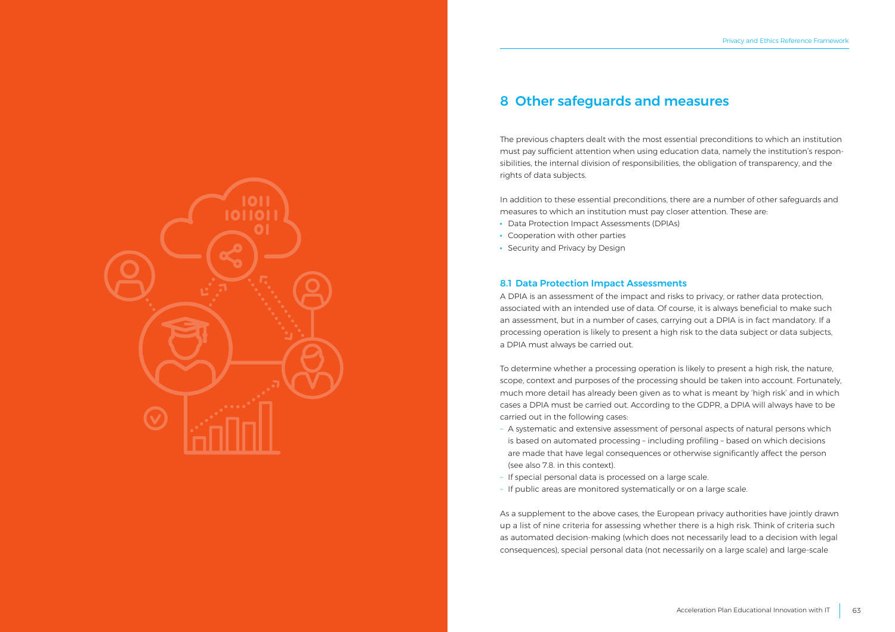# 8 Other safeguards and measures

The previous chapters dealt with the most essential preconditions to which an institution must pay sufficient attention when using education data, namely the institution's responsibilities, the internal division of responsibilities, the obligation of transparency, and the rights of data subjects.

In addition to these essential preconditions, there are a number of other safeguards and measures to which an institution must pay closer attention. These are:

- Data Protection Impact Assessments (DPIAs)
- Cooperation with other parties
- Security and Privacy by Design

## 8.1 Data Protection Impact Assessments

A DPIA is an assessment of the impact and risks to privacy, or rather data protection, associated with an intended use of data. Of course, it is always beneficial to make such an assessment, but in a number of cases, carrying out a DPIA is in fact mandatory. If a processing operation is likely to present a high risk to the data subject or data subjects, a DPIA must always be carried out.

To determine whether a processing operation is likely to present a high risk, the nature, scope, context and purposes of the processing should be taken into account. Fortunately, much more detail has already been given as to what is meant by 'high risk' and in which cases a DPIA must be carried out. According to the GDPR, a DPIA will always have to be carried out in the following cases:

- A systematic and extensive assessment of personal aspects of natural persons which is based on automated processing – including profiling – based on which decisions are made that have legal consequences or otherwise significantly affect the person (see also 7.8. in this context).
- If special personal data is processed on a large scale.
- If public areas are monitored systematically or on a large scale.

As a supplement to the above cases, the European privacy authorities have jointly drawn up a list of nine criteria for assessing whether there is a high risk. Think of criteria such as automated decision-making (which does not necessarily lead to a decision with legal consequences), special personal data (not necessarily on a large scale) and large-scale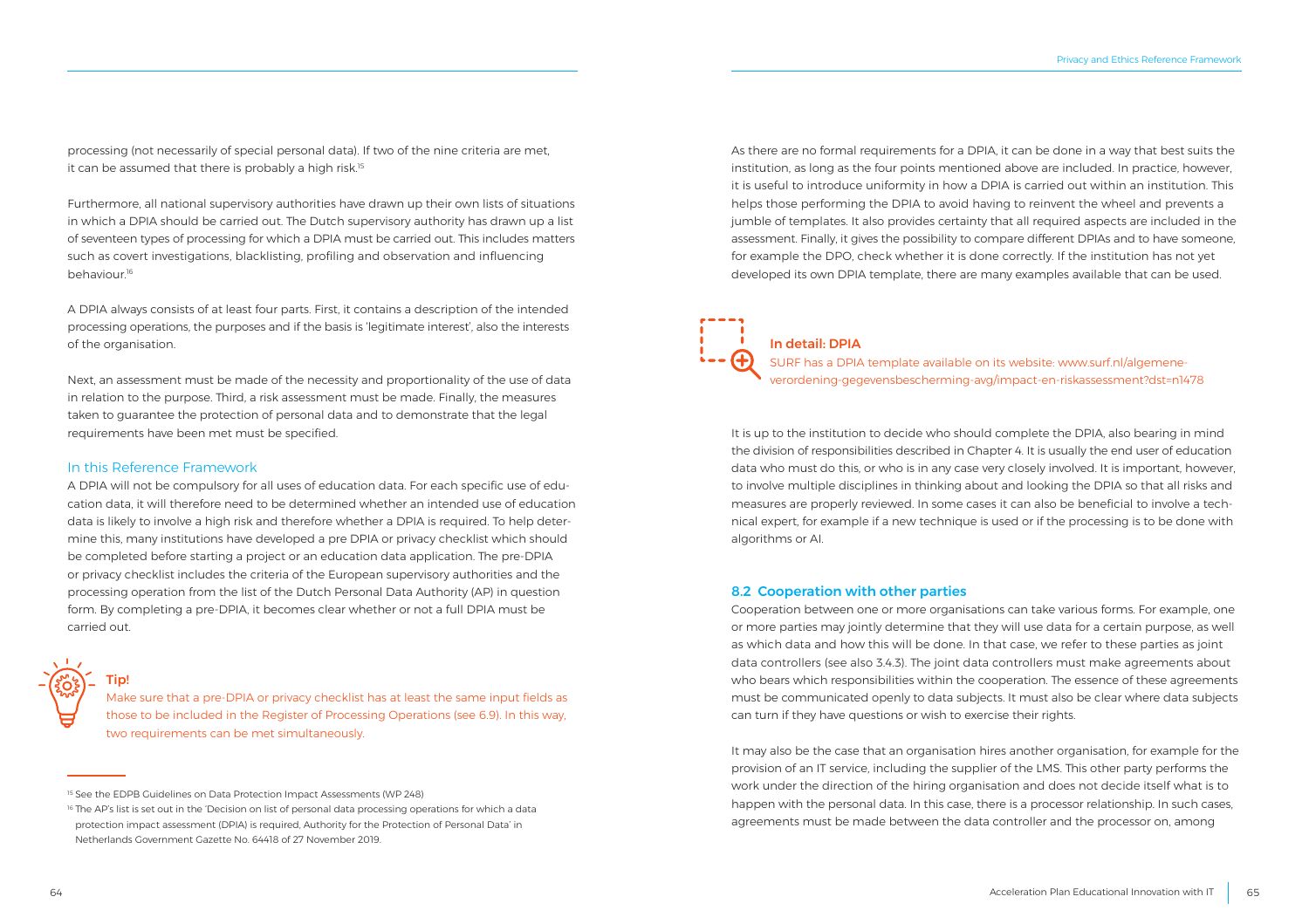processing (not necessarily of special personal data). If two of the nine criteria are met, it can be assumed that there is probably a high risk.[15]

Furthermore, all national supervisory authorities have drawn up their own lists of situations in which a DPIA should be carried out. The Dutch supervisory authority has drawn up a list of seventeen types of processing for which a DPIA must be carried out. This includes matters such as covert investigations, blacklisting, profiling and observation and influencing behaviour.[16]

A DPIA always consists of at least four parts. First, it contains a description of the intended processing operations, the purposes and if the basis is 'legitimate interest', also the interests of the organisation.

Next, an assessment must be made of the necessity and proportionality of the use of data in relation to the purpose. Third, a risk assessment must be made. Finally, the measures taken to guarantee the protection of personal data and to demonstrate that the legal requirements have been met must be specified.

### In this Reference Framework

A DPIA will not be compulsory for all uses of education data. For each specific use of education data, it will therefore need to be determined whether an intended use of education data is likely to involve a high risk and therefore whether a DPIA is required. To help determine this, many institutions have developed a pre DPIA or privacy checklist which should be completed before starting a project or an education data application. The pre-DPIA or privacy checklist includes the criteria of the European supervisory authorities and the processing operation from the list of the Dutch Personal Data Authority (AP) in question form. By completing a pre-DPIA, it becomes clear whether or not a full DPIA must be carried out.

**Tip!**

Make sure that a pre-DPIA or privacy checklist has at least the same input fields as those to be included in the Register of Processing Operations (see 6.9). In this way, two requirements can be met simultaneously.

As there are no formal requirements for a DPIA, it can be done in a way that best suits the institution, as long as the four points mentioned above are included. In practice, however, it is useful to introduce uniformity in how a DPIA is carried out within an institution. This helps those performing the DPIA to avoid having to reinvent the wheel and prevents a jumble of templates. It also provides certainty that all required aspects are included in the assessment. Finally, it gives the possibility to compare different DPIAs and to have someone, for example the DPO, check whether it is done correctly. If the institution has not yet developed its own DPIA template, there are many examples available that can be used.

**In detail: DPIA**

SURF has a DPIA template available on its website: www.surf.nl/algemene-verordening-gegevensbescherming-avg/impact-en-riskassessment?dst=n1478

It is up to the institution to decide who should complete the DPIA, also bearing in mind the division of responsibilities described in Chapter 4. It is usually the end user of education data who must do this, or who is in any case very closely involved. It is important, however, to involve multiple disciplines in thinking about and looking the DPIA so that all risks and measures are properly reviewed. In some cases it can also be beneficial to involve a technical expert, for example if a new technique is used or if the processing is to be done with algorithms or AI.

## 8.2 Cooperation with other parties

Cooperation between one or more organisations can take various forms. For example, one or more parties may jointly determine that they will use data for a certain purpose, as well as which data and how this will be done. In that case, we refer to these parties as joint data controllers (see also 3.4.3). The joint data controllers must make agreements about who bears which responsibilities within the cooperation. The essence of these agreements must be communicated openly to data subjects. It must also be clear where data subjects can turn if they have questions or wish to exercise their rights.

It may also be the case that an organisation hires another organisation, for example for the provision of an IT service, including the supplier of the LMS. This other party performs the work under the direction of the hiring organisation and does not decide itself what is to happen with the personal data. In this case, there is a processor relationship. In such cases, agreements must be made between the data controller and the processor on, among

---

[15] See the EDPB Guidelines on Data Protection Impact Assessments (WP 248)

[16] The AP's list is set out in the 'Decision on list of personal data processing operations for which a data protection impact assessment (DPIA) is required, Authority for the Protection of Personal Data' in Netherlands Government Gazette No. 64418 of 27 November 2019.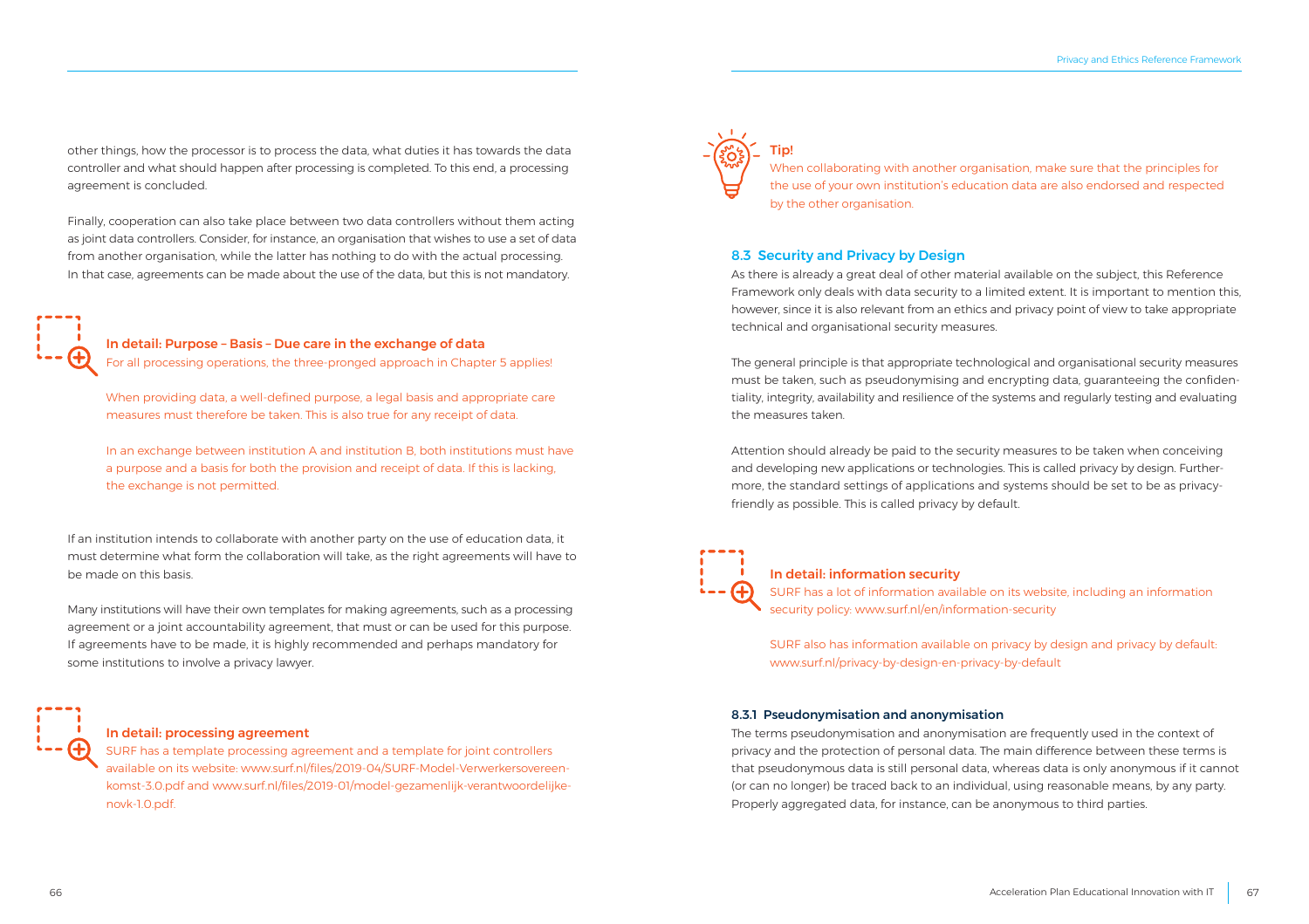other things, how the processor is to process the data, what duties it has towards the data controller and what should happen after processing is completed. To this end, a processing agreement is concluded.

Finally, cooperation can also take place between two data controllers without them acting as joint data controllers. Consider, for instance, an organisation that wishes to use a set of data from another organisation, while the latter has nothing to do with the actual processing. In that case, agreements can be made about the use of the data, but this is not mandatory.

**In detail: Purpose – Basis – Due care in the exchange of data**

For all processing operations, the three-pronged approach in Chapter 5 applies!

When providing data, a well-defined purpose, a legal basis and appropriate care measures must therefore be taken. This is also true for any receipt of data.

In an exchange between institution A and institution B, both institutions must have a purpose and a basis for both the provision and receipt of data. If this is lacking, the exchange is not permitted.

If an institution intends to collaborate with another party on the use of education data, it must determine what form the collaboration will take, as the right agreements will have to be made on this basis.

Many institutions will have their own templates for making agreements, such as a processing agreement or a joint accountability agreement, that must or can be used for this purpose. If agreements have to be made, it is highly recommended and perhaps mandatory for some institutions to involve a privacy lawyer.

**In detail: processing agreement**

SURF has a template processing agreement and a template for joint controllers available on its website: www.surf.nl/files/2019-04/SURF-Model-Verwerkersovereenkomst-3.0.pdf and www.surf.nl/files/2019-01/model-gezamenlijk-verantwoordelijke-novk-1.0.pdf.

**Tip!**

When collaborating with another organisation, make sure that the principles for the use of your own institution's education data are also endorsed and respected by the other organisation.

## 8.3 Security and Privacy by Design

As there is already a great deal of other material available on the subject, this Reference Framework only deals with data security to a limited extent. It is important to mention this, however, since it is also relevant from an ethics and privacy point of view to take appropriate technical and organisational security measures.

The general principle is that appropriate technological and organisational security measures must be taken, such as pseudonymising and encrypting data, guaranteeing the confidentiality, integrity, availability and resilience of the systems and regularly testing and evaluating the measures taken.

Attention should already be paid to the security measures to be taken when conceiving and developing new applications or technologies. This is called privacy by design. Furthermore, the standard settings of applications and systems should be set to be as privacy-friendly as possible. This is called privacy by default.

**In detail: information security**

SURF has a lot of information available on its website, including an information security policy: www.surf.nl/en/information-security

SURF also has information available on privacy by design and privacy by default: www.surf.nl/privacy-by-design-en-privacy-by-default

### 8.3.1 Pseudonymisation and anonymisation

The terms pseudonymisation and anonymisation are frequently used in the context of privacy and the protection of personal data. The main difference between these terms is that pseudonymous data is still personal data, whereas data is only anonymous if it cannot (or can no longer) be traced back to an individual, using reasonable means, by any party. Properly aggregated data, for instance, can be anonymous to third parties.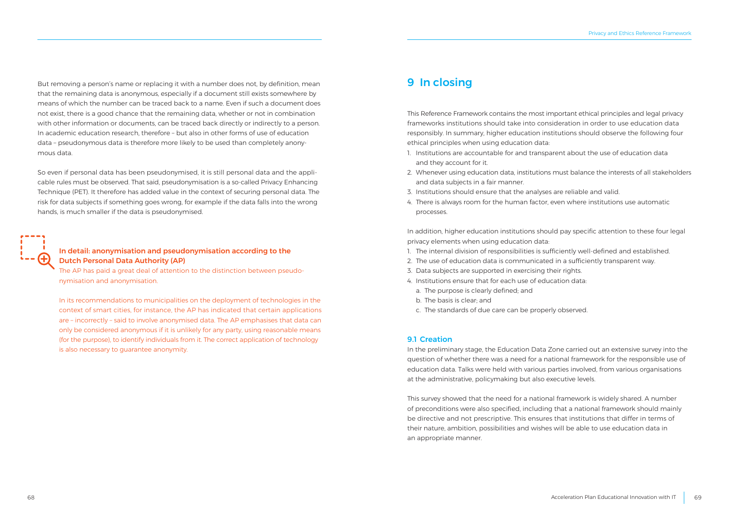But removing a person's name or replacing it with a number does not, by definition, mean that the remaining data is anonymous, especially if a document still exists somewhere by means of which the number can be traced back to a name. Even if such a document does not exist, there is a good chance that the remaining data, whether or not in combination with other information or documents, can be traced back directly or indirectly to a person. In academic education research, therefore – but also in other forms of use of education data – pseudonymous data is therefore more likely to be used than completely anonymous data.

So even if personal data has been pseudonymised, it is still personal data and the applicable rules must be observed. That said, pseudonymisation is a so-called Privacy Enhancing Technique (PET). It therefore has added value in the context of securing personal data. The risk for data subjects if something goes wrong, for example if the data falls into the wrong hands, is much smaller if the data is pseudonymised.

**In detail: anonymisation and pseudonymisation according to the Dutch Personal Data Authority (AP)**

The AP has paid a great deal of attention to the distinction between pseudonymisation and anonymisation.

In its recommendations to municipalities on the deployment of technologies in the context of smart cities, for instance, the AP has indicated that certain applications are – incorrectly – said to involve anonymised data. The AP emphasises that data can only be considered anonymous if it is unlikely for any party, using reasonable means (for the purpose), to identify individuals from it. The correct application of technology is also necessary to guarantee anonymity.

# 9 In closing

This Reference Framework contains the most important ethical principles and legal privacy frameworks institutions should take into consideration in order to use education data responsibly. In summary, higher education institutions should observe the following four ethical principles when using education data:

1. Institutions are accountable for and transparent about the use of education data and they account for it.
2. Whenever using education data, institutions must balance the interests of all stakeholders and data subjects in a fair manner.
3. Institutions should ensure that the analyses are reliable and valid.
4. There is always room for the human factor, even where institutions use automatic processes.

In addition, higher education institutions should pay specific attention to these four legal privacy elements when using education data:

1. The internal division of responsibilities is sufficiently well-defined and established.
2. The use of education data is communicated in a sufficiently transparent way.
3. Data subjects are supported in exercising their rights.
4. Institutions ensure that for each use of education data:
   a. The purpose is clearly defined; and
   b. The basis is clear; and
   c. The standards of due care can be properly observed.

## 9.1 Creation

In the preliminary stage, the Education Data Zone carried out an extensive survey into the question of whether there was a need for a national framework for the responsible use of education data. Talks were held with various parties involved, from various organisations at the administrative, policymaking but also executive levels.

This survey showed that the need for a national framework is widely shared. A number of preconditions were also specified, including that a national framework should mainly be directive and not prescriptive. This ensures that institutions that differ in terms of their nature, ambition, possibilities and wishes will be able to use education data in an appropriate manner.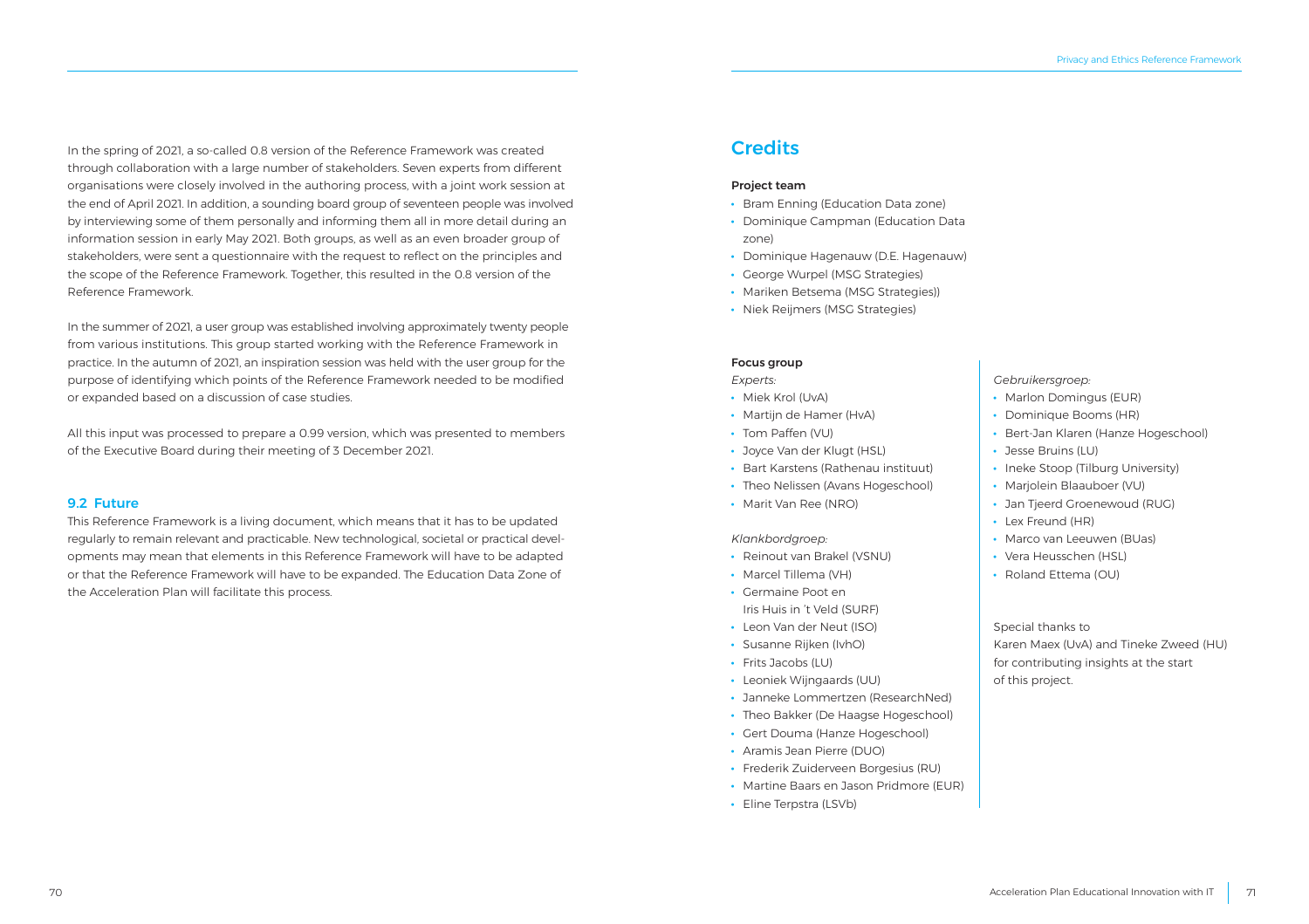In the spring of 2021, a so-called 0.8 version of the Reference Framework was created through collaboration with a large number of stakeholders. Seven experts from different organisations were closely involved in the authoring process, with a joint work session at the end of April 2021. In addition, a sounding board group of seventeen people was involved by interviewing some of them personally and informing them all in more detail during an information session in early May 2021. Both groups, as well as an even broader group of stakeholders, were sent a questionnaire with the request to reflect on the principles and the scope of the Reference Framework. Together, this resulted in the 0.8 version of the Reference Framework.

In the summer of 2021, a user group was established involving approximately twenty people from various institutions. This group started working with the Reference Framework in practice. In the autumn of 2021, an inspiration session was held with the user group for the purpose of identifying which points of the Reference Framework needed to be modified or expanded based on a discussion of case studies.

All this input was processed to prepare a 0.99 version, which was presented to members of the Executive Board during their meeting of 3 December 2021.

### 9.2 Future

This Reference Framework is a living document, which means that it has to be updated regularly to remain relevant and practicable. New technological, societal or practical developments may mean that elements in this Reference Framework will have to be adapted or that the Reference Framework will have to be expanded. The Education Data Zone of the Acceleration Plan will facilitate this process.

# Credits

**Project team**

- Bram Enning (Education Data zone)
- Dominique Campman (Education Data zone)
- Dominique Hagenauw (D.E. Hagenauw)
- George Wurpel (MSG Strategies)
- Mariken Betsema (MSG Strategies))
- Niek Reijmers (MSG Strategies)

**Focus group**

*Experts:*

- Miek Krol (UvA)
- Martijn de Hamer (HvA)
- Tom Paffen (VU)
- Joyce Van der Klugt (HSL)
- Bart Karstens (Rathenau instituut)
- Theo Nelissen (Avans Hogeschool)
- Marit Van Ree (NRO)

*Klankbordgroep:*

- Reinout van Brakel (VSNU)
- Marcel Tillema (VH)
- Germaine Poot en Iris Huis in 't Veld (SURF)
- Leon Van der Neut (ISO)
- Susanne Rijken (IvhO)
- Frits Jacobs (LU)
- Leoniek Wijngaards (UU)
- Janneke Lommertzen (ResearchNed)
- Theo Bakker (De Haagse Hogeschool)
- Gert Douma (Hanze Hogeschool)
- Aramis Jean Pierre (DUO)
- Frederik Zuiderveen Borgesius (RU)
- Martine Baars en Jason Pridmore (EUR)
- Eline Terpstra (LSVb)

*Gebruikersgroep:*

- Marlon Domingus (EUR)
- Dominique Booms (HR)
- Bert-Jan Klaren (Hanze Hogeschool)
- Jesse Bruins (LU)
- Ineke Stoop (Tilburg University)
- Marjolein Blaauboer (VU)
- Jan Tjeerd Groenewoud (RUG)
- Lex Freund (HR)
- Marco van Leeuwen (BUas)
- Vera Heusschen (HSL)
- Roland Ettema (OU)

Special thanks to Karen Maex (UvA) and Tineke Zweed (HU) for contributing insights at the start of this project.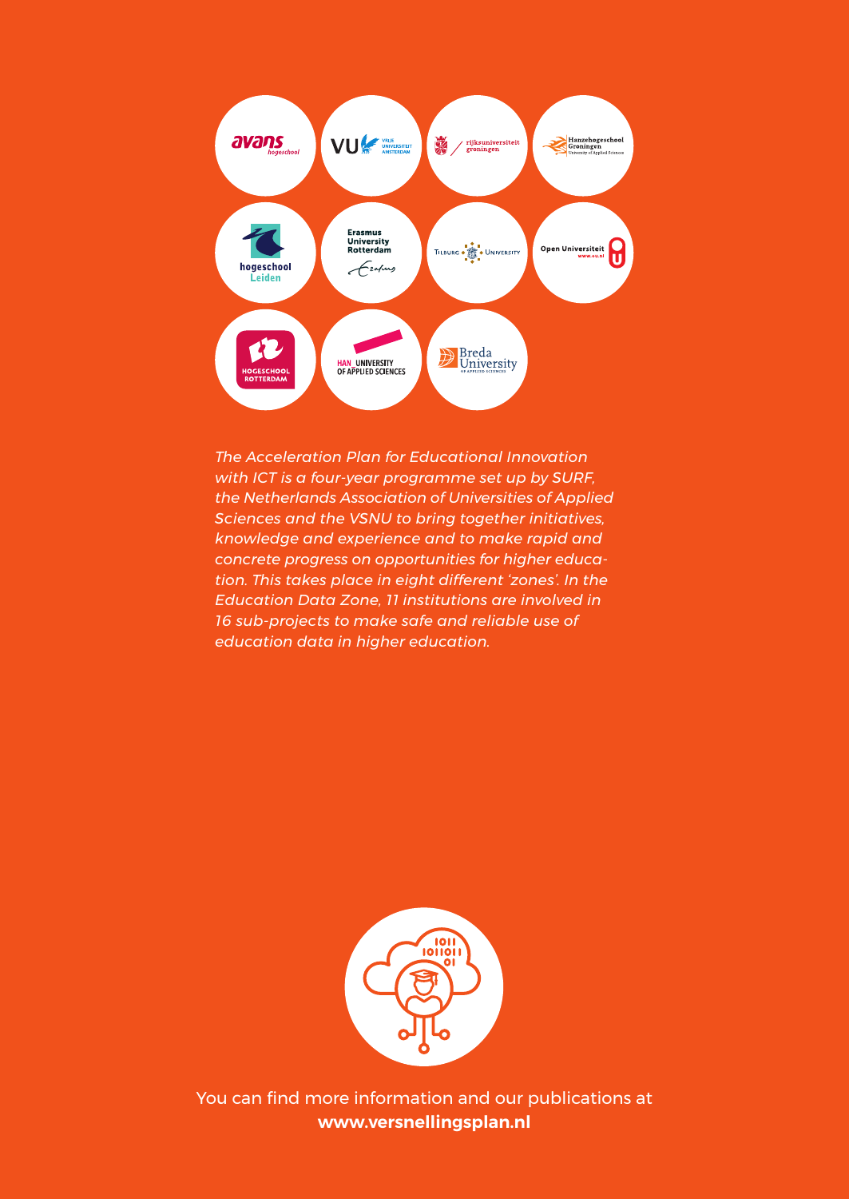*The Acceleration Plan for Educational Innovation with ICT is a four-year programme set up by SURF, the Netherlands Association of Universities of Applied Sciences and the VSNU to bring together initiatives, knowledge and experience and to make rapid and concrete progress on opportunities for higher education. This takes place in eight different 'zones'. In the Education Data Zone, 11 institutions are involved in 16 sub-projects to make safe and reliable use of education data in higher education.*

You can find more information and our publications at
**www.versnellingsplan.nl**